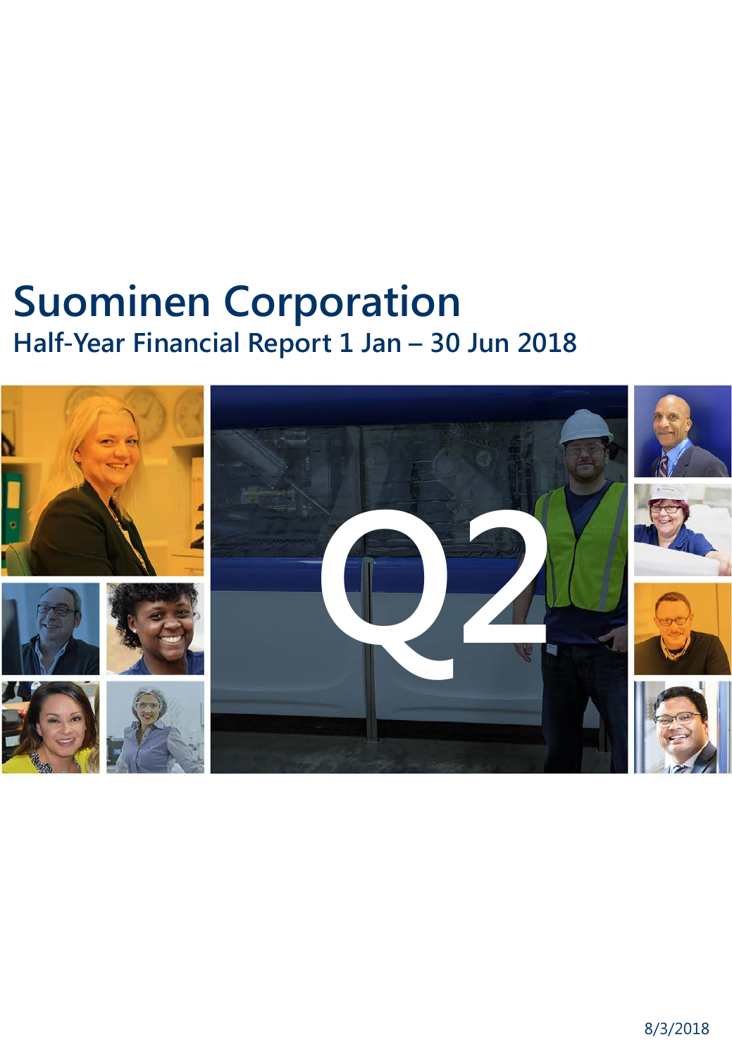# Suominen Corporation

## Half-Year Financial Report 1 Jan – 30 Jun 2018

Q2

8/3/2018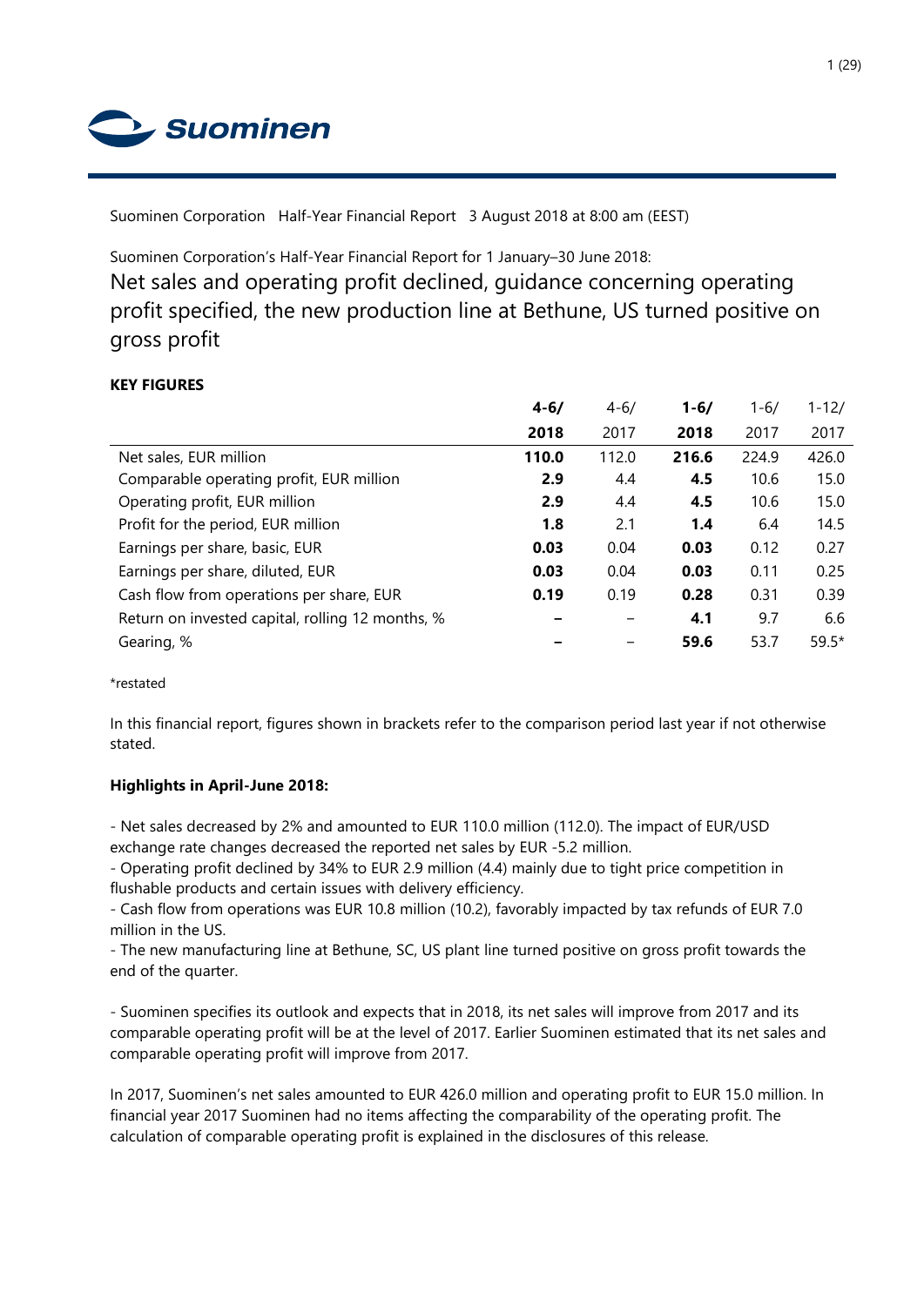Suominen Corporation Half-Year Financial Report 3 August 2018 at 8:00 am (EEST)

Suominen Corporation's Half-Year Financial Report for 1 January–30 June 2018:

# Net sales and operating profit declined, guidance concerning operating profit specified, the new production line at Bethune, US turned positive on gross profit

**KEY FIGURES**

| | **4-6/ 2018** | 4-6/ 2017 | **1-6/ 2018** | 1-6/ 2017 | 1-12/ 2017 |
|---|---|---|---|---|---|
| Net sales, EUR million | **110.0** | 112.0 | **216.6** | 224.9 | 426.0 |
| Comparable operating profit, EUR million | **2.9** | 4.4 | **4.5** | 10.6 | 15.0 |
| Operating profit, EUR million | **2.9** | 4.4 | **4.5** | 10.6 | 15.0 |
| Profit for the period, EUR million | **1.8** | 2.1 | **1.4** | 6.4 | 14.5 |
| Earnings per share, basic, EUR | **0.03** | 0.04 | **0.03** | 0.12 | 0.27 |
| Earnings per share, diluted, EUR | **0.03** | 0.04 | **0.03** | 0.11 | 0.25 |
| Cash flow from operations per share, EUR | **0.19** | 0.19 | **0.28** | 0.31 | 0.39 |
| Return on invested capital, rolling 12 months, % | **–** | – | **4.1** | 9.7 | 6.6 |
| Gearing, % | **–** | – | **59.6** | 53.7 | 59.5* |

*restated

In this financial report, figures shown in brackets refer to the comparison period last year if not otherwise stated.

**Highlights in April-June 2018:**

- Net sales decreased by 2% and amounted to EUR 110.0 million (112.0). The impact of EUR/USD exchange rate changes decreased the reported net sales by EUR -5.2 million.
- Operating profit declined by 34% to EUR 2.9 million (4.4) mainly due to tight price competition in flushable products and certain issues with delivery efficiency.
- Cash flow from operations was EUR 10.8 million (10.2), favorably impacted by tax refunds of EUR 7.0 million in the US.
- The new manufacturing line at Bethune, SC, US plant line turned positive on gross profit towards the end of the quarter.

- Suominen specifies its outlook and expects that in 2018, its net sales will improve from 2017 and its comparable operating profit will be at the level of 2017. Earlier Suominen estimated that its net sales and comparable operating profit will improve from 2017.

In 2017, Suominen's net sales amounted to EUR 426.0 million and operating profit to EUR 15.0 million. In financial year 2017 Suominen had no items affecting the comparability of the operating profit. The calculation of comparable operating profit is explained in the disclosures of this release.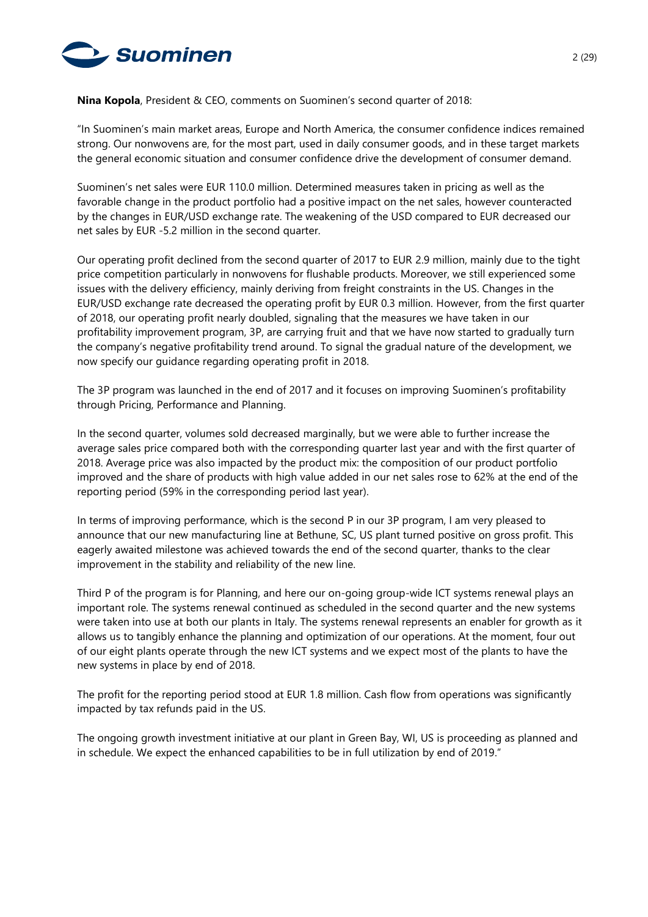**Nina Kopola**, President & CEO, comments on Suominen's second quarter of 2018:

"In Suominen's main market areas, Europe and North America, the consumer confidence indices remained strong. Our nonwovens are, for the most part, used in daily consumer goods, and in these target markets the general economic situation and consumer confidence drive the development of consumer demand.

Suominen's net sales were EUR 110.0 million. Determined measures taken in pricing as well as the favorable change in the product portfolio had a positive impact on the net sales, however counteracted by the changes in EUR/USD exchange rate. The weakening of the USD compared to EUR decreased our net sales by EUR -5.2 million in the second quarter.

Our operating profit declined from the second quarter of 2017 to EUR 2.9 million, mainly due to the tight price competition particularly in nonwovens for flushable products. Moreover, we still experienced some issues with the delivery efficiency, mainly deriving from freight constraints in the US. Changes in the EUR/USD exchange rate decreased the operating profit by EUR 0.3 million. However, from the first quarter of 2018, our operating profit nearly doubled, signaling that the measures we have taken in our profitability improvement program, 3P, are carrying fruit and that we have now started to gradually turn the company's negative profitability trend around. To signal the gradual nature of the development, we now specify our guidance regarding operating profit in 2018.

The 3P program was launched in the end of 2017 and it focuses on improving Suominen's profitability through Pricing, Performance and Planning.

In the second quarter, volumes sold decreased marginally, but we were able to further increase the average sales price compared both with the corresponding quarter last year and with the first quarter of 2018. Average price was also impacted by the product mix: the composition of our product portfolio improved and the share of products with high value added in our net sales rose to 62% at the end of the reporting period (59% in the corresponding period last year).

In terms of improving performance, which is the second P in our 3P program, I am very pleased to announce that our new manufacturing line at Bethune, SC, US plant turned positive on gross profit. This eagerly awaited milestone was achieved towards the end of the second quarter, thanks to the clear improvement in the stability and reliability of the new line.

Third P of the program is for Planning, and here our on-going group-wide ICT systems renewal plays an important role. The systems renewal continued as scheduled in the second quarter and the new systems were taken into use at both our plants in Italy. The systems renewal represents an enabler for growth as it allows us to tangibly enhance the planning and optimization of our operations. At the moment, four out of our eight plants operate through the new ICT systems and we expect most of the plants to have the new systems in place by end of 2018.

The profit for the reporting period stood at EUR 1.8 million. Cash flow from operations was significantly impacted by tax refunds paid in the US.

The ongoing growth investment initiative at our plant in Green Bay, WI, US is proceeding as planned and in schedule. We expect the enhanced capabilities to be in full utilization by end of 2019."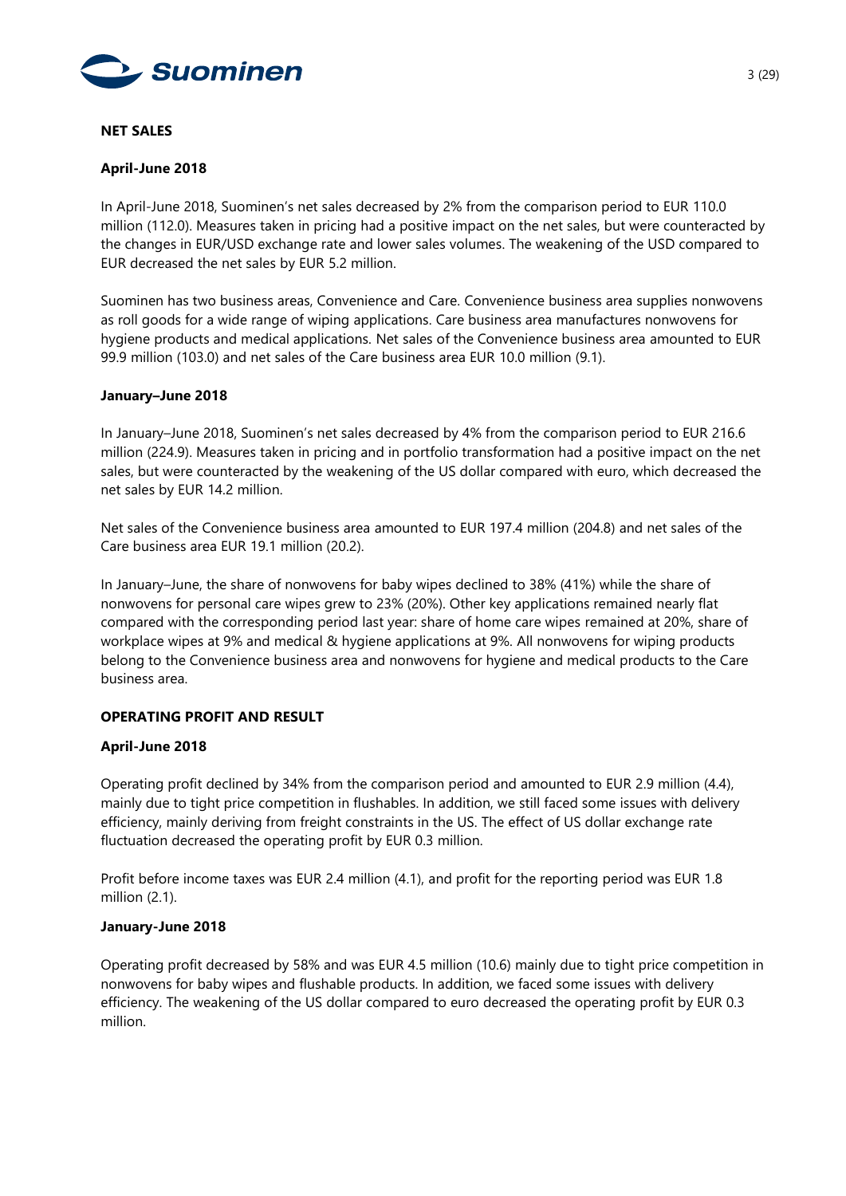## NET SALES

### April-June 2018

In April-June 2018, Suominen's net sales decreased by 2% from the comparison period to EUR 110.0 million (112.0). Measures taken in pricing had a positive impact on the net sales, but were counteracted by the changes in EUR/USD exchange rate and lower sales volumes. The weakening of the USD compared to EUR decreased the net sales by EUR 5.2 million.

Suominen has two business areas, Convenience and Care. Convenience business area supplies nonwovens as roll goods for a wide range of wiping applications. Care business area manufactures nonwovens for hygiene products and medical applications. Net sales of the Convenience business area amounted to EUR 99.9 million (103.0) and net sales of the Care business area EUR 10.0 million (9.1).

### January–June 2018

In January–June 2018, Suominen's net sales decreased by 4% from the comparison period to EUR 216.6 million (224.9). Measures taken in pricing and in portfolio transformation had a positive impact on the net sales, but were counteracted by the weakening of the US dollar compared with euro, which decreased the net sales by EUR 14.2 million.

Net sales of the Convenience business area amounted to EUR 197.4 million (204.8) and net sales of the Care business area EUR 19.1 million (20.2).

In January–June, the share of nonwovens for baby wipes declined to 38% (41%) while the share of nonwovens for personal care wipes grew to 23% (20%). Other key applications remained nearly flat compared with the corresponding period last year: share of home care wipes remained at 20%, share of workplace wipes at 9% and medical & hygiene applications at 9%. All nonwovens for wiping products belong to the Convenience business area and nonwovens for hygiene and medical products to the Care business area.

## OPERATING PROFIT AND RESULT

### April-June 2018

Operating profit declined by 34% from the comparison period and amounted to EUR 2.9 million (4.4), mainly due to tight price competition in flushables. In addition, we still faced some issues with delivery efficiency, mainly deriving from freight constraints in the US. The effect of US dollar exchange rate fluctuation decreased the operating profit by EUR 0.3 million.

Profit before income taxes was EUR 2.4 million (4.1), and profit for the reporting period was EUR 1.8 million (2.1).

### January-June 2018

Operating profit decreased by 58% and was EUR 4.5 million (10.6) mainly due to tight price competition in nonwovens for baby wipes and flushable products. In addition, we faced some issues with delivery efficiency. The weakening of the US dollar compared to euro decreased the operating profit by EUR 0.3 million.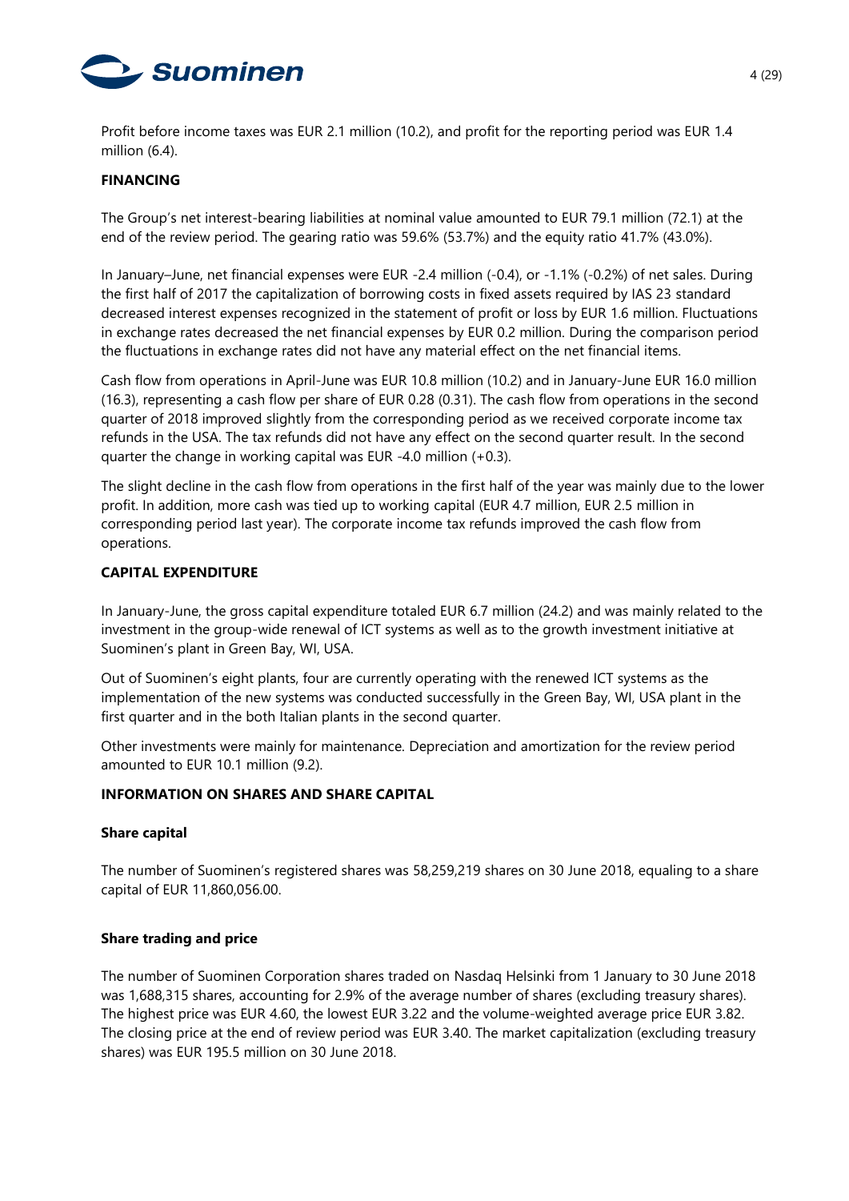Profit before income taxes was EUR 2.1 million (10.2), and profit for the reporting period was EUR 1.4 million (6.4).

## FINANCING

The Group's net interest-bearing liabilities at nominal value amounted to EUR 79.1 million (72.1) at the end of the review period. The gearing ratio was 59.6% (53.7%) and the equity ratio 41.7% (43.0%).

In January–June, net financial expenses were EUR -2.4 million (-0.4), or -1.1% (-0.2%) of net sales. During the first half of 2017 the capitalization of borrowing costs in fixed assets required by IAS 23 standard decreased interest expenses recognized in the statement of profit or loss by EUR 1.6 million. Fluctuations in exchange rates decreased the net financial expenses by EUR 0.2 million. During the comparison period the fluctuations in exchange rates did not have any material effect on the net financial items.

Cash flow from operations in April-June was EUR 10.8 million (10.2) and in January-June EUR 16.0 million (16.3), representing a cash flow per share of EUR 0.28 (0.31). The cash flow from operations in the second quarter of 2018 improved slightly from the corresponding period as we received corporate income tax refunds in the USA. The tax refunds did not have any effect on the second quarter result. In the second quarter the change in working capital was EUR -4.0 million (+0.3).

The slight decline in the cash flow from operations in the first half of the year was mainly due to the lower profit. In addition, more cash was tied up to working capital (EUR 4.7 million, EUR 2.5 million in corresponding period last year). The corporate income tax refunds improved the cash flow from operations.

## CAPITAL EXPENDITURE

In January-June, the gross capital expenditure totaled EUR 6.7 million (24.2) and was mainly related to the investment in the group-wide renewal of ICT systems as well as to the growth investment initiative at Suominen's plant in Green Bay, WI, USA.

Out of Suominen's eight plants, four are currently operating with the renewed ICT systems as the implementation of the new systems was conducted successfully in the Green Bay, WI, USA plant in the first quarter and in the both Italian plants in the second quarter.

Other investments were mainly for maintenance. Depreciation and amortization for the review period amounted to EUR 10.1 million (9.2).

## INFORMATION ON SHARES AND SHARE CAPITAL

### Share capital

The number of Suominen's registered shares was 58,259,219 shares on 30 June 2018, equaling to a share capital of EUR 11,860,056.00.

### Share trading and price

The number of Suominen Corporation shares traded on Nasdaq Helsinki from 1 January to 30 June 2018 was 1,688,315 shares, accounting for 2.9% of the average number of shares (excluding treasury shares). The highest price was EUR 4.60, the lowest EUR 3.22 and the volume-weighted average price EUR 3.82. The closing price at the end of review period was EUR 3.40. The market capitalization (excluding treasury shares) was EUR 195.5 million on 30 June 2018.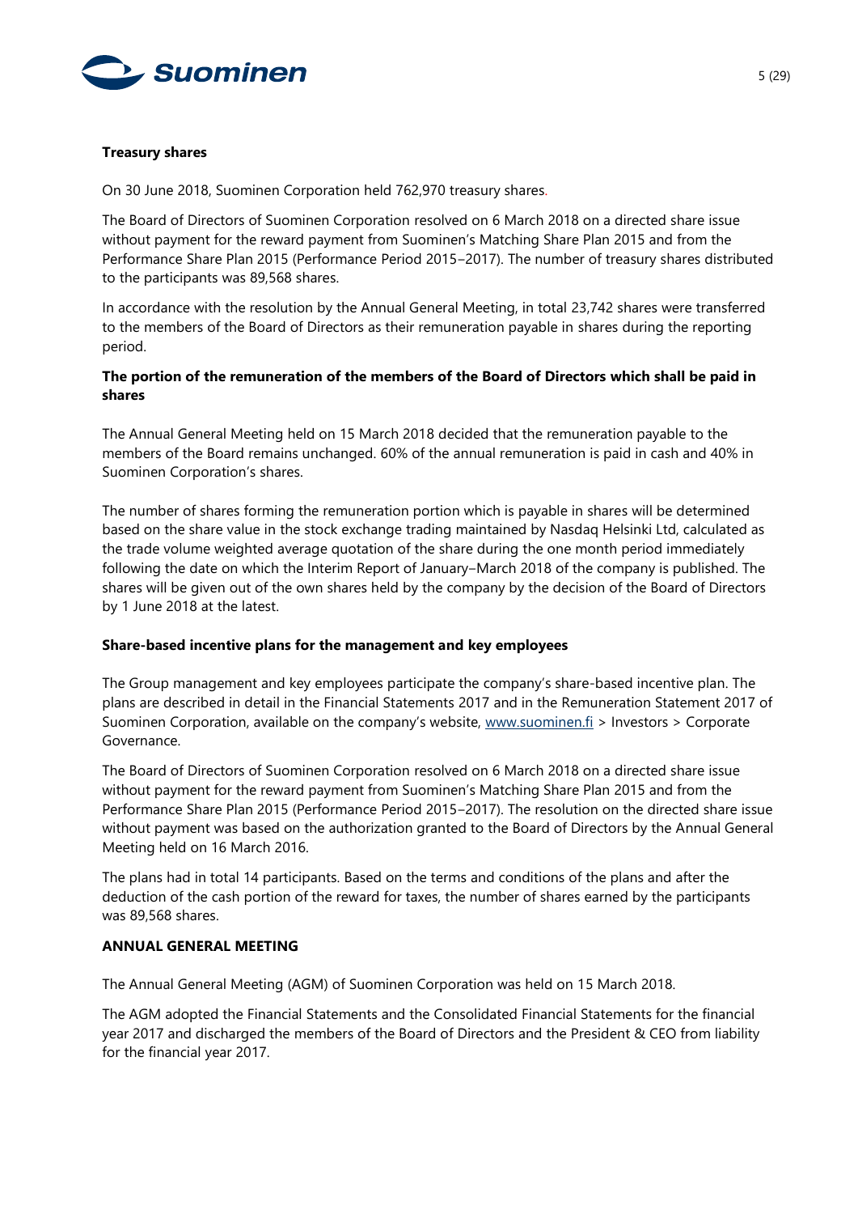**Treasury shares**

On 30 June 2018, Suominen Corporation held 762,970 treasury shares.

The Board of Directors of Suominen Corporation resolved on 6 March 2018 on a directed share issue without payment for the reward payment from Suominen's Matching Share Plan 2015 and from the Performance Share Plan 2015 (Performance Period 2015–2017). The number of treasury shares distributed to the participants was 89,568 shares.

In accordance with the resolution by the Annual General Meeting, in total 23,742 shares were transferred to the members of the Board of Directors as their remuneration payable in shares during the reporting period.

**The portion of the remuneration of the members of the Board of Directors which shall be paid in shares**

The Annual General Meeting held on 15 March 2018 decided that the remuneration payable to the members of the Board remains unchanged. 60% of the annual remuneration is paid in cash and 40% in Suominen Corporation's shares.

The number of shares forming the remuneration portion which is payable in shares will be determined based on the share value in the stock exchange trading maintained by Nasdaq Helsinki Ltd, calculated as the trade volume weighted average quotation of the share during the one month period immediately following the date on which the Interim Report of January–March 2018 of the company is published. The shares will be given out of the own shares held by the company by the decision of the Board of Directors by 1 June 2018 at the latest.

**Share-based incentive plans for the management and key employees**

The Group management and key employees participate the company's share-based incentive plan. The plans are described in detail in the Financial Statements 2017 and in the Remuneration Statement 2017 of Suominen Corporation, available on the company's website, www.suominen.fi > Investors > Corporate Governance.

The Board of Directors of Suominen Corporation resolved on 6 March 2018 on a directed share issue without payment for the reward payment from Suominen's Matching Share Plan 2015 and from the Performance Share Plan 2015 (Performance Period 2015–2017). The resolution on the directed share issue without payment was based on the authorization granted to the Board of Directors by the Annual General Meeting held on 16 March 2016.

The plans had in total 14 participants. Based on the terms and conditions of the plans and after the deduction of the cash portion of the reward for taxes, the number of shares earned by the participants was 89,568 shares.

## ANNUAL GENERAL MEETING

The Annual General Meeting (AGM) of Suominen Corporation was held on 15 March 2018.

The AGM adopted the Financial Statements and the Consolidated Financial Statements for the financial year 2017 and discharged the members of the Board of Directors and the President & CEO from liability for the financial year 2017.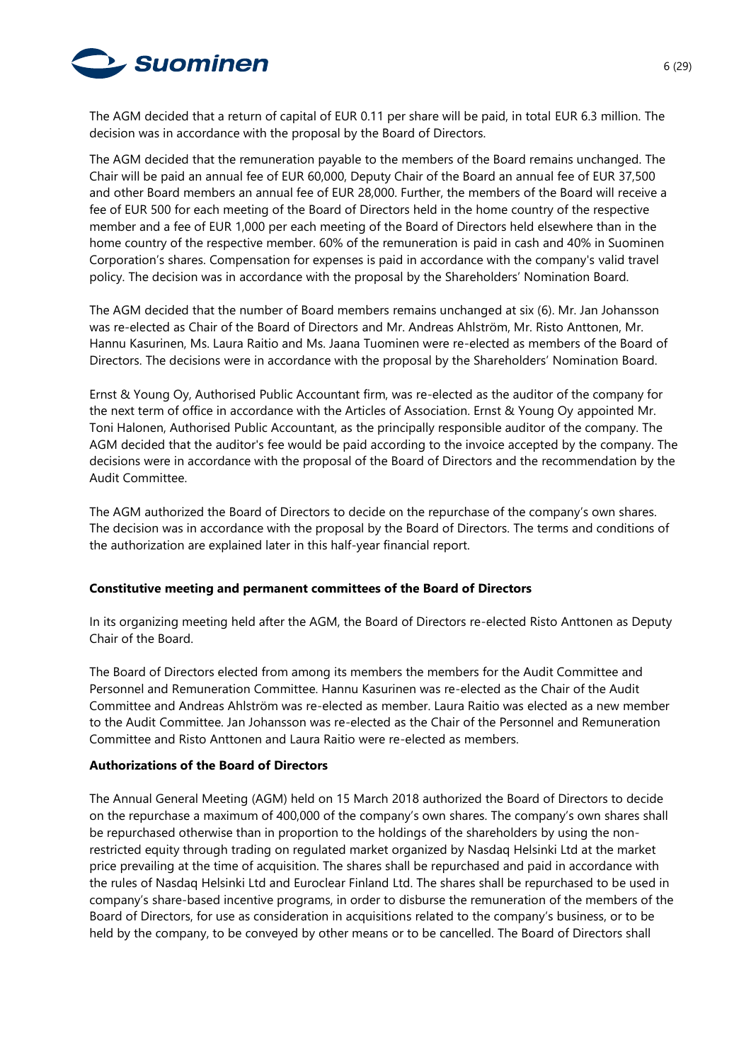The AGM decided that a return of capital of EUR 0.11 per share will be paid, in total EUR 6.3 million. The decision was in accordance with the proposal by the Board of Directors.

The AGM decided that the remuneration payable to the members of the Board remains unchanged. The Chair will be paid an annual fee of EUR 60,000, Deputy Chair of the Board an annual fee of EUR 37,500 and other Board members an annual fee of EUR 28,000. Further, the members of the Board will receive a fee of EUR 500 for each meeting of the Board of Directors held in the home country of the respective member and a fee of EUR 1,000 per each meeting of the Board of Directors held elsewhere than in the home country of the respective member. 60% of the remuneration is paid in cash and 40% in Suominen Corporation's shares. Compensation for expenses is paid in accordance with the company's valid travel policy. The decision was in accordance with the proposal by the Shareholders' Nomination Board.

The AGM decided that the number of Board members remains unchanged at six (6). Mr. Jan Johansson was re-elected as Chair of the Board of Directors and Mr. Andreas Ahlström, Mr. Risto Anttonen, Mr. Hannu Kasurinen, Ms. Laura Raitio and Ms. Jaana Tuominen were re-elected as members of the Board of Directors. The decisions were in accordance with the proposal by the Shareholders' Nomination Board.

Ernst & Young Oy, Authorised Public Accountant firm, was re-elected as the auditor of the company for the next term of office in accordance with the Articles of Association. Ernst & Young Oy appointed Mr. Toni Halonen, Authorised Public Accountant, as the principally responsible auditor of the company. The AGM decided that the auditor's fee would be paid according to the invoice accepted by the company. The decisions were in accordance with the proposal of the Board of Directors and the recommendation by the Audit Committee.

The AGM authorized the Board of Directors to decide on the repurchase of the company's own shares. The decision was in accordance with the proposal by the Board of Directors. The terms and conditions of the authorization are explained later in this half-year financial report.

**Constitutive meeting and permanent committees of the Board of Directors**

In its organizing meeting held after the AGM, the Board of Directors re-elected Risto Anttonen as Deputy Chair of the Board.

The Board of Directors elected from among its members the members for the Audit Committee and Personnel and Remuneration Committee. Hannu Kasurinen was re-elected as the Chair of the Audit Committee and Andreas Ahlström was re-elected as member. Laura Raitio was elected as a new member to the Audit Committee. Jan Johansson was re-elected as the Chair of the Personnel and Remuneration Committee and Risto Anttonen and Laura Raitio were re-elected as members.

**Authorizations of the Board of Directors**

The Annual General Meeting (AGM) held on 15 March 2018 authorized the Board of Directors to decide on the repurchase a maximum of 400,000 of the company's own shares. The company's own shares shall be repurchased otherwise than in proportion to the holdings of the shareholders by using the non-restricted equity through trading on regulated market organized by Nasdaq Helsinki Ltd at the market price prevailing at the time of acquisition. The shares shall be repurchased and paid in accordance with the rules of Nasdaq Helsinki Ltd and Euroclear Finland Ltd. The shares shall be repurchased to be used in company's share-based incentive programs, in order to disburse the remuneration of the members of the Board of Directors, for use as consideration in acquisitions related to the company's business, or to be held by the company, to be conveyed by other means or to be cancelled. The Board of Directors shall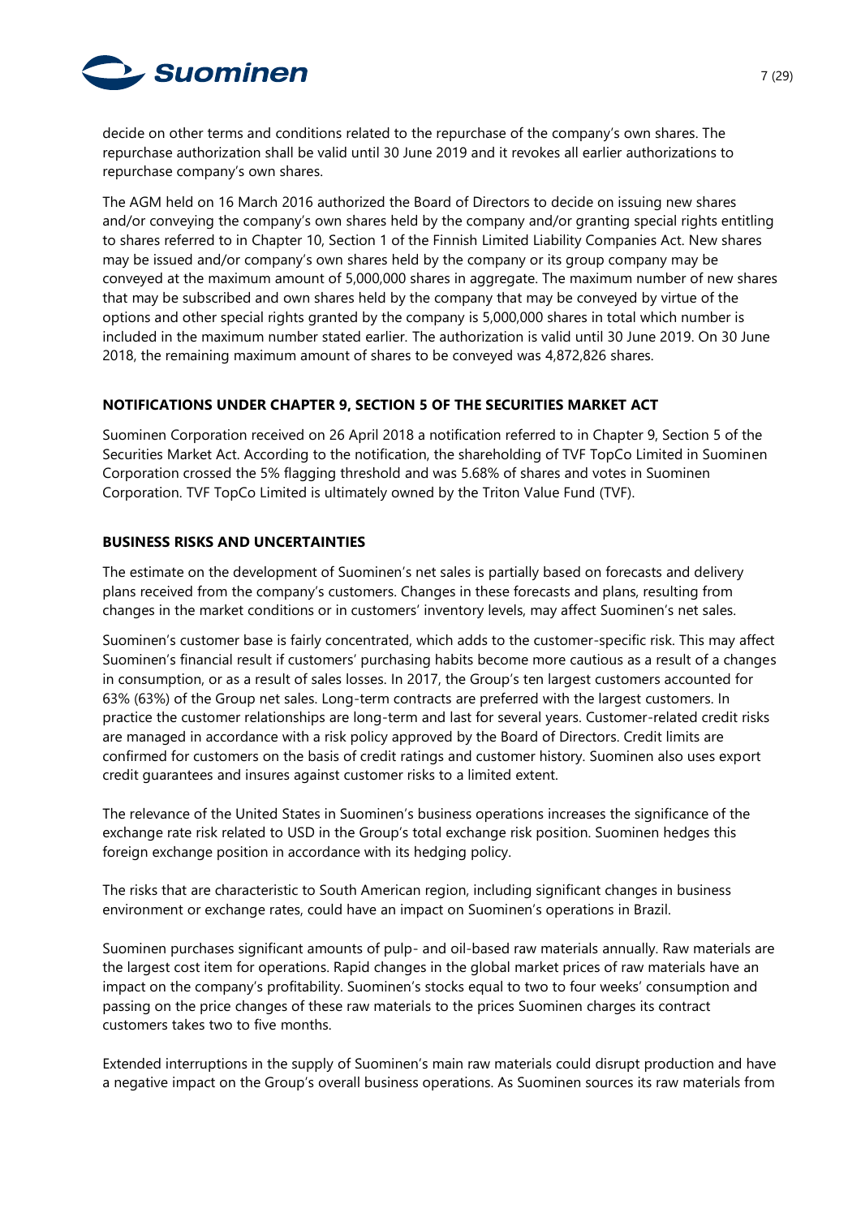decide on other terms and conditions related to the repurchase of the company's own shares. The repurchase authorization shall be valid until 30 June 2019 and it revokes all earlier authorizations to repurchase company's own shares.

The AGM held on 16 March 2016 authorized the Board of Directors to decide on issuing new shares and/or conveying the company's own shares held by the company and/or granting special rights entitling to shares referred to in Chapter 10, Section 1 of the Finnish Limited Liability Companies Act. New shares may be issued and/or company's own shares held by the company or its group company may be conveyed at the maximum amount of 5,000,000 shares in aggregate. The maximum number of new shares that may be subscribed and own shares held by the company that may be conveyed by virtue of the options and other special rights granted by the company is 5,000,000 shares in total which number is included in the maximum number stated earlier. The authorization is valid until 30 June 2019. On 30 June 2018, the remaining maximum amount of shares to be conveyed was 4,872,826 shares.

## NOTIFICATIONS UNDER CHAPTER 9, SECTION 5 OF THE SECURITIES MARKET ACT

Suominen Corporation received on 26 April 2018 a notification referred to in Chapter 9, Section 5 of the Securities Market Act. According to the notification, the shareholding of TVF TopCo Limited in Suominen Corporation crossed the 5% flagging threshold and was 5.68% of shares and votes in Suominen Corporation. TVF TopCo Limited is ultimately owned by the Triton Value Fund (TVF).

## BUSINESS RISKS AND UNCERTAINTIES

The estimate on the development of Suominen's net sales is partially based on forecasts and delivery plans received from the company's customers. Changes in these forecasts and plans, resulting from changes in the market conditions or in customers' inventory levels, may affect Suominen's net sales.

Suominen's customer base is fairly concentrated, which adds to the customer-specific risk. This may affect Suominen's financial result if customers' purchasing habits become more cautious as a result of a changes in consumption, or as a result of sales losses. In 2017, the Group's ten largest customers accounted for 63% (63%) of the Group net sales. Long-term contracts are preferred with the largest customers. In practice the customer relationships are long-term and last for several years. Customer-related credit risks are managed in accordance with a risk policy approved by the Board of Directors. Credit limits are confirmed for customers on the basis of credit ratings and customer history. Suominen also uses export credit guarantees and insures against customer risks to a limited extent.

The relevance of the United States in Suominen's business operations increases the significance of the exchange rate risk related to USD in the Group's total exchange risk position. Suominen hedges this foreign exchange position in accordance with its hedging policy.

The risks that are characteristic to South American region, including significant changes in business environment or exchange rates, could have an impact on Suominen's operations in Brazil.

Suominen purchases significant amounts of pulp- and oil-based raw materials annually. Raw materials are the largest cost item for operations. Rapid changes in the global market prices of raw materials have an impact on the company's profitability. Suominen's stocks equal to two to four weeks' consumption and passing on the price changes of these raw materials to the prices Suominen charges its contract customers takes two to five months.

Extended interruptions in the supply of Suominen's main raw materials could disrupt production and have a negative impact on the Group's overall business operations. As Suominen sources its raw materials from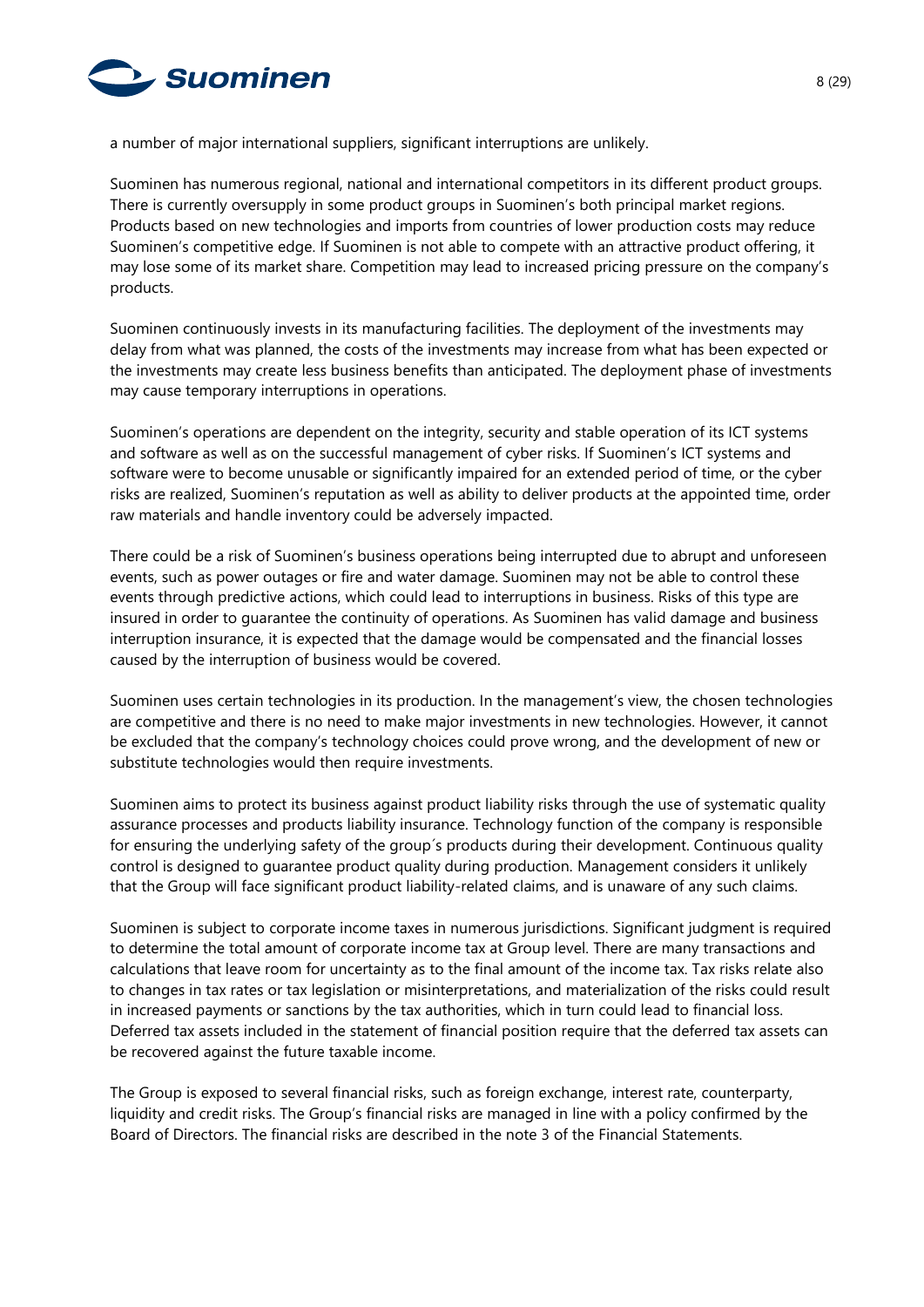a number of major international suppliers, significant interruptions are unlikely.

Suominen has numerous regional, national and international competitors in its different product groups. There is currently oversupply in some product groups in Suominen's both principal market regions. Products based on new technologies and imports from countries of lower production costs may reduce Suominen's competitive edge. If Suominen is not able to compete with an attractive product offering, it may lose some of its market share. Competition may lead to increased pricing pressure on the company's products.

Suominen continuously invests in its manufacturing facilities. The deployment of the investments may delay from what was planned, the costs of the investments may increase from what has been expected or the investments may create less business benefits than anticipated. The deployment phase of investments may cause temporary interruptions in operations.

Suominen's operations are dependent on the integrity, security and stable operation of its ICT systems and software as well as on the successful management of cyber risks. If Suominen's ICT systems and software were to become unusable or significantly impaired for an extended period of time, or the cyber risks are realized, Suominen's reputation as well as ability to deliver products at the appointed time, order raw materials and handle inventory could be adversely impacted.

There could be a risk of Suominen's business operations being interrupted due to abrupt and unforeseen events, such as power outages or fire and water damage. Suominen may not be able to control these events through predictive actions, which could lead to interruptions in business. Risks of this type are insured in order to guarantee the continuity of operations. As Suominen has valid damage and business interruption insurance, it is expected that the damage would be compensated and the financial losses caused by the interruption of business would be covered.

Suominen uses certain technologies in its production. In the management's view, the chosen technologies are competitive and there is no need to make major investments in new technologies. However, it cannot be excluded that the company's technology choices could prove wrong, and the development of new or substitute technologies would then require investments.

Suominen aims to protect its business against product liability risks through the use of systematic quality assurance processes and products liability insurance. Technology function of the company is responsible for ensuring the underlying safety of the group´s products during their development. Continuous quality control is designed to guarantee product quality during production. Management considers it unlikely that the Group will face significant product liability-related claims, and is unaware of any such claims.

Suominen is subject to corporate income taxes in numerous jurisdictions. Significant judgment is required to determine the total amount of corporate income tax at Group level. There are many transactions and calculations that leave room for uncertainty as to the final amount of the income tax. Tax risks relate also to changes in tax rates or tax legislation or misinterpretations, and materialization of the risks could result in increased payments or sanctions by the tax authorities, which in turn could lead to financial loss. Deferred tax assets included in the statement of financial position require that the deferred tax assets can be recovered against the future taxable income.

The Group is exposed to several financial risks, such as foreign exchange, interest rate, counterparty, liquidity and credit risks. The Group's financial risks are managed in line with a policy confirmed by the Board of Directors. The financial risks are described in the note 3 of the Financial Statements.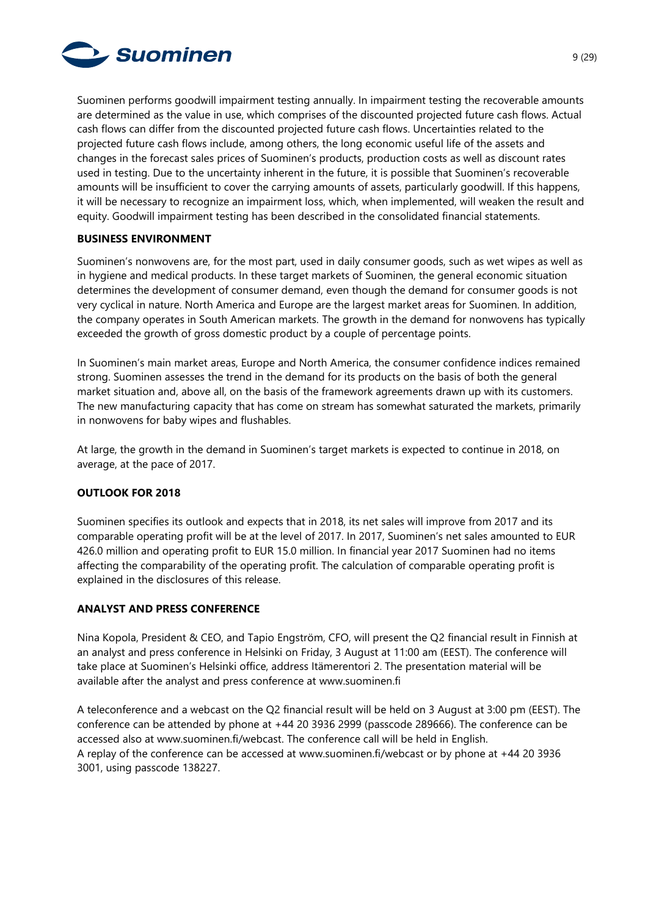Suominen performs goodwill impairment testing annually. In impairment testing the recoverable amounts are determined as the value in use, which comprises of the discounted projected future cash flows. Actual cash flows can differ from the discounted projected future cash flows. Uncertainties related to the projected future cash flows include, among others, the long economic useful life of the assets and changes in the forecast sales prices of Suominen's products, production costs as well as discount rates used in testing. Due to the uncertainty inherent in the future, it is possible that Suominen's recoverable amounts will be insufficient to cover the carrying amounts of assets, particularly goodwill. If this happens, it will be necessary to recognize an impairment loss, which, when implemented, will weaken the result and equity. Goodwill impairment testing has been described in the consolidated financial statements.

**BUSINESS ENVIRONMENT**

Suominen's nonwovens are, for the most part, used in daily consumer goods, such as wet wipes as well as in hygiene and medical products. In these target markets of Suominen, the general economic situation determines the development of consumer demand, even though the demand for consumer goods is not very cyclical in nature. North America and Europe are the largest market areas for Suominen. In addition, the company operates in South American markets. The growth in the demand for nonwovens has typically exceeded the growth of gross domestic product by a couple of percentage points.

In Suominen's main market areas, Europe and North America, the consumer confidence indices remained strong. Suominen assesses the trend in the demand for its products on the basis of both the general market situation and, above all, on the basis of the framework agreements drawn up with its customers. The new manufacturing capacity that has come on stream has somewhat saturated the markets, primarily in nonwovens for baby wipes and flushables.

At large, the growth in the demand in Suominen's target markets is expected to continue in 2018, on average, at the pace of 2017.

**OUTLOOK FOR 2018**

Suominen specifies its outlook and expects that in 2018, its net sales will improve from 2017 and its comparable operating profit will be at the level of 2017. In 2017, Suominen's net sales amounted to EUR 426.0 million and operating profit to EUR 15.0 million. In financial year 2017 Suominen had no items affecting the comparability of the operating profit. The calculation of comparable operating profit is explained in the disclosures of this release.

**ANALYST AND PRESS CONFERENCE**

Nina Kopola, President & CEO, and Tapio Engström, CFO, will present the Q2 financial result in Finnish at an analyst and press conference in Helsinki on Friday, 3 August at 11:00 am (EEST). The conference will take place at Suominen's Helsinki office, address Itämerentori 2. The presentation material will be available after the analyst and press conference at www.suominen.fi

A teleconference and a webcast on the Q2 financial result will be held on 3 August at 3:00 pm (EEST). The conference can be attended by phone at +44 20 3936 2999 (passcode 289666). The conference can be accessed also at www.suominen.fi/webcast. The conference call will be held in English.
A replay of the conference can be accessed at www.suominen.fi/webcast or by phone at +44 20 3936 3001, using passcode 138227.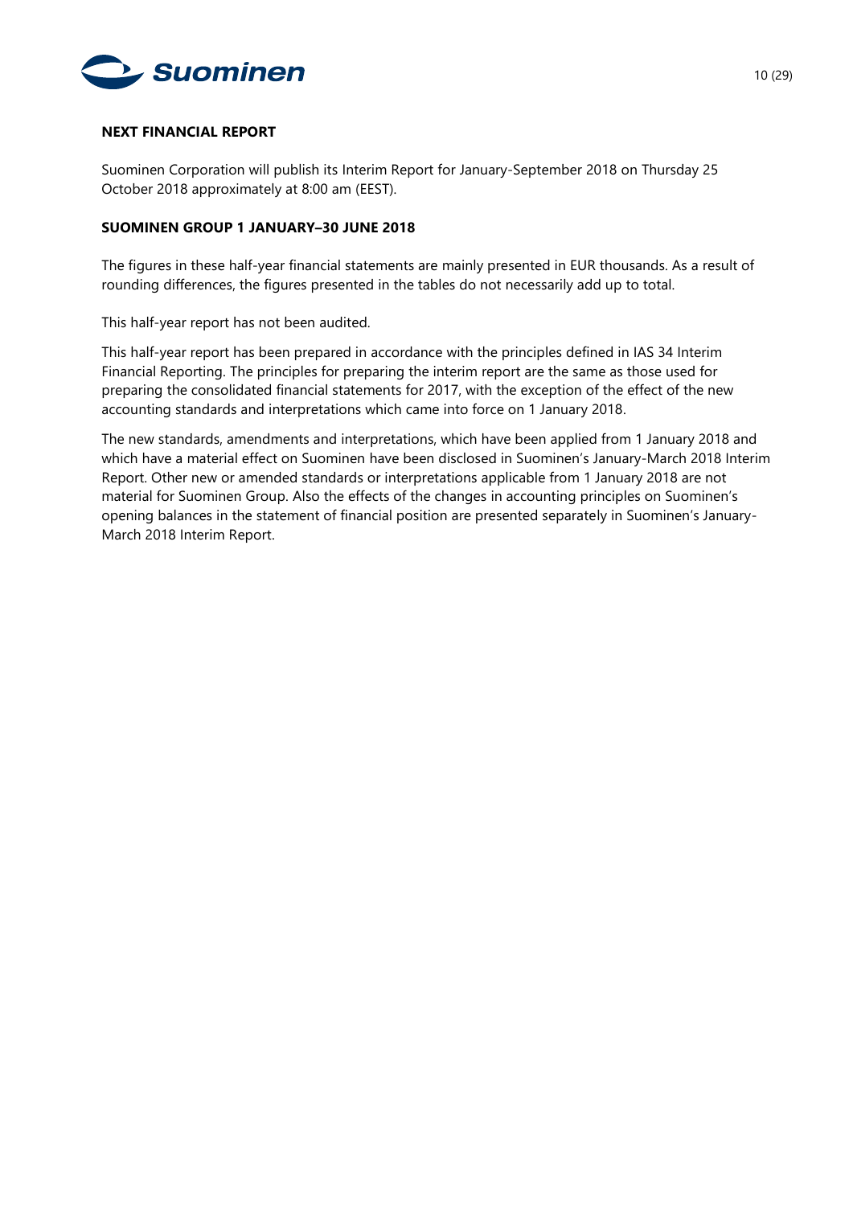## NEXT FINANCIAL REPORT

Suominen Corporation will publish its Interim Report for January-September 2018 on Thursday 25 October 2018 approximately at 8:00 am (EEST).

## SUOMINEN GROUP 1 JANUARY–30 JUNE 2018

The figures in these half-year financial statements are mainly presented in EUR thousands. As a result of rounding differences, the figures presented in the tables do not necessarily add up to total.

This half-year report has not been audited.

This half-year report has been prepared in accordance with the principles defined in IAS 34 Interim Financial Reporting. The principles for preparing the interim report are the same as those used for preparing the consolidated financial statements for 2017, with the exception of the effect of the new accounting standards and interpretations which came into force on 1 January 2018.

The new standards, amendments and interpretations, which have been applied from 1 January 2018 and which have a material effect on Suominen have been disclosed in Suominen's January-March 2018 Interim Report. Other new or amended standards or interpretations applicable from 1 January 2018 are not material for Suominen Group. Also the effects of the changes in accounting principles on Suominen's opening balances in the statement of financial position are presented separately in Suominen's January-March 2018 Interim Report.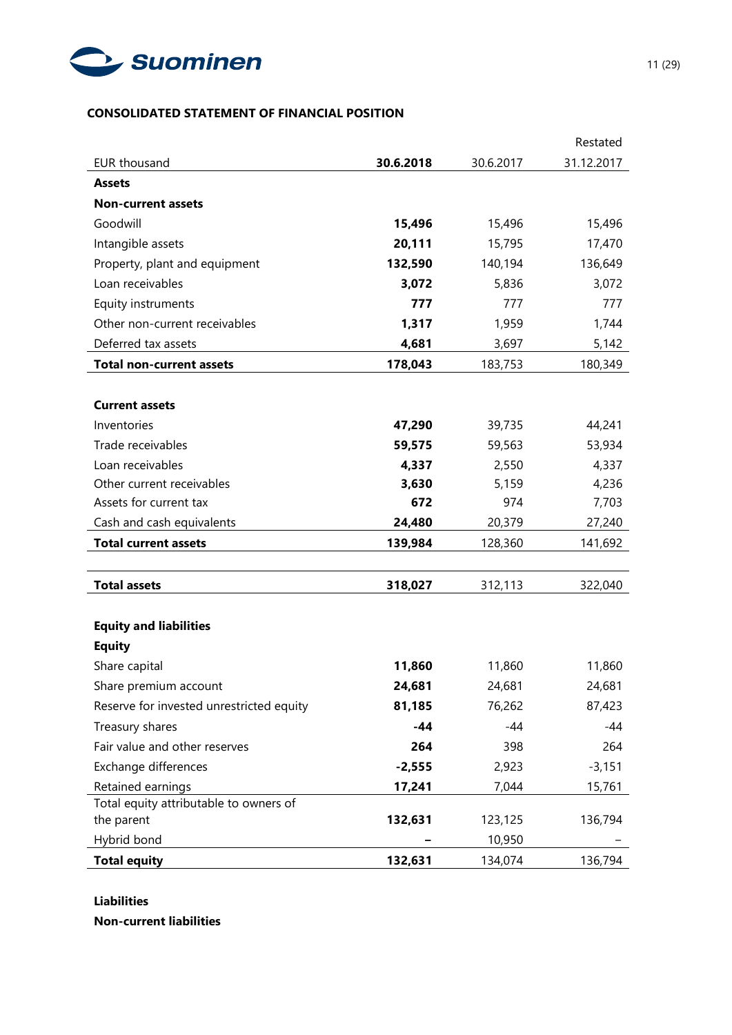**CONSOLIDATED STATEMENT OF FINANCIAL POSITION**

| EUR thousand | **30.6.2018** | 30.6.2017 | Restated 31.12.2017 |
|---|---|---|---|
| **Assets** | | | |
| **Non-current assets** | | | |
| Goodwill | **15,496** | 15,496 | 15,496 |
| Intangible assets | **20,111** | 15,795 | 17,470 |
| Property, plant and equipment | **132,590** | 140,194 | 136,649 |
| Loan receivables | **3,072** | 5,836 | 3,072 |
| Equity instruments | **777** | 777 | 777 |
| Other non-current receivables | **1,317** | 1,959 | 1,744 |
| Deferred tax assets | **4,681** | 3,697 | 5,142 |
| **Total non-current assets** | **178,043** | 183,753 | 180,349 |
| | | | |
| **Current assets** | | | |
| Inventories | **47,290** | 39,735 | 44,241 |
| Trade receivables | **59,575** | 59,563 | 53,934 |
| Loan receivables | **4,337** | 2,550 | 4,337 |
| Other current receivables | **3,630** | 5,159 | 4,236 |
| Assets for current tax | **672** | 974 | 7,703 |
| Cash and cash equivalents | **24,480** | 20,379 | 27,240 |
| **Total current assets** | **139,984** | 128,360 | 141,692 |
| | | | |
| **Total assets** | **318,027** | 312,113 | 322,040 |
| | | | |
| **Equity and liabilities** | | | |
| **Equity** | | | |
| Share capital | **11,860** | 11,860 | 11,860 |
| Share premium account | **24,681** | 24,681 | 24,681 |
| Reserve for invested unrestricted equity | **81,185** | 76,262 | 87,423 |
| Treasury shares | **-44** | -44 | -44 |
| Fair value and other reserves | **264** | 398 | 264 |
| Exchange differences | **-2,555** | 2,923 | -3,151 |
| Retained earnings | **17,241** | 7,044 | 15,761 |
| Total equity attributable to owners of the parent | **132,631** | 123,125 | 136,794 |
| Hybrid bond | **–** | 10,950 | – |
| **Total equity** | **132,631** | 134,074 | 136,794 |
| | | | |
| **Liabilities** | | | |
| **Non-current liabilities** | | | |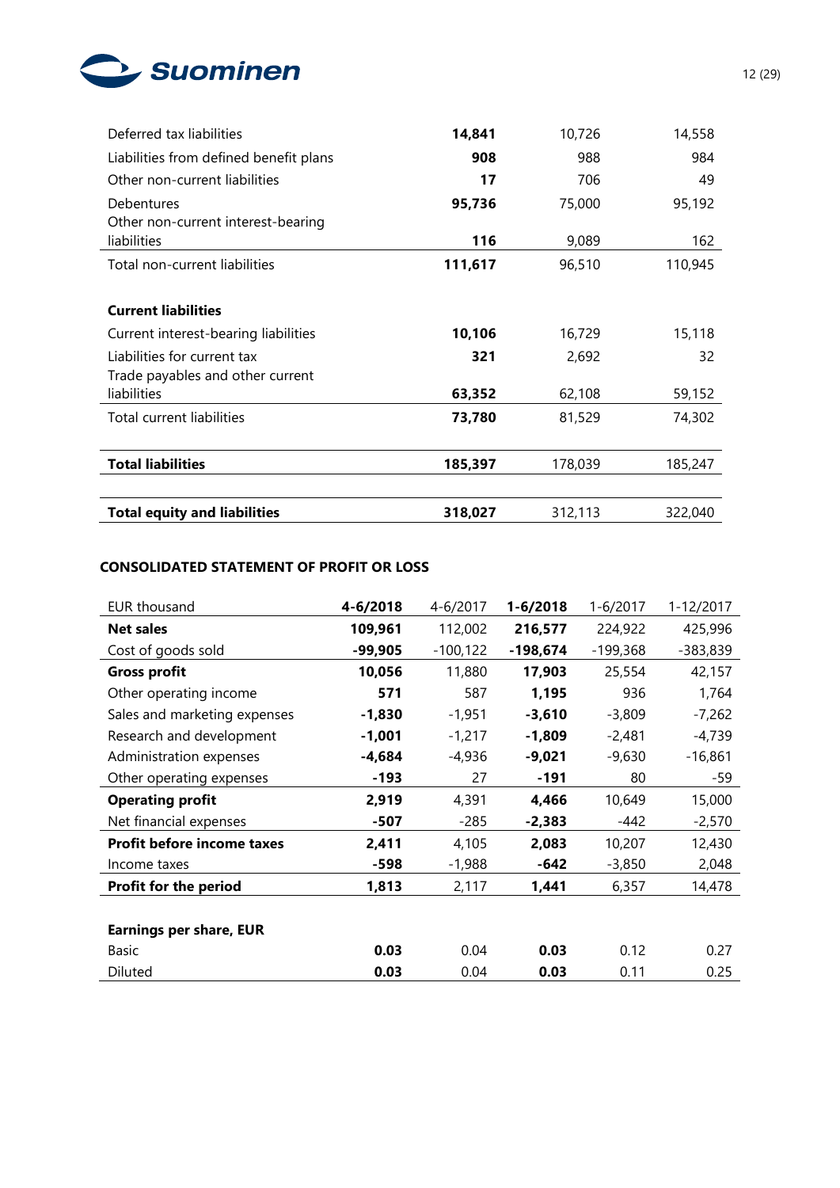| | | | |
|---|---|---|---|
| Deferred tax liabilities | **14,841** | 10,726 | 14,558 |
| Liabilities from defined benefit plans | **908** | 988 | 984 |
| Other non-current liabilities | **17** | 706 | 49 |
| Debentures | **95,736** | 75,000 | 95,192 |
| Other non-current interest-bearing liabilities | **116** | 9,089 | 162 |
| Total non-current liabilities | **111,617** | 96,510 | 110,945 |
| | | | |
| **Current liabilities** | | | |
| Current interest-bearing liabilities | **10,106** | 16,729 | 15,118 |
| Liabilities for current tax | **321** | 2,692 | 32 |
| Trade payables and other current liabilities | **63,352** | 62,108 | 59,152 |
| Total current liabilities | **73,780** | 81,529 | 74,302 |
| | | | |
| **Total liabilities** | **185,397** | 178,039 | 185,247 |
| | | | |
| **Total equity and liabilities** | **318,027** | 312,113 | 322,040 |

**CONSOLIDATED STATEMENT OF PROFIT OR LOSS**

| EUR thousand | **4-6/2018** | 4-6/2017 | **1-6/2018** | 1-6/2017 | 1-12/2017 |
|---|---|---|---|---|---|
| **Net sales** | **109,961** | 112,002 | **216,577** | 224,922 | 425,996 |
| Cost of goods sold | **-99,905** | -100,122 | **-198,674** | -199,368 | -383,839 |
| **Gross profit** | **10,056** | 11,880 | **17,903** | 25,554 | 42,157 |
| Other operating income | **571** | 587 | **1,195** | 936 | 1,764 |
| Sales and marketing expenses | **-1,830** | -1,951 | **-3,610** | -3,809 | -7,262 |
| Research and development | **-1,001** | -1,217 | **-1,809** | -2,481 | -4,739 |
| Administration expenses | **-4,684** | -4,936 | **-9,021** | -9,630 | -16,861 |
| Other operating expenses | **-193** | 27 | **-191** | 80 | -59 |
| **Operating profit** | **2,919** | 4,391 | **4,466** | 10,649 | 15,000 |
| Net financial expenses | **-507** | -285 | **-2,383** | -442 | -2,570 |
| **Profit before income taxes** | **2,411** | 4,105 | **2,083** | 10,207 | 12,430 |
| Income taxes | **-598** | -1,988 | **-642** | -3,850 | 2,048 |
| **Profit for the period** | **1,813** | 2,117 | **1,441** | 6,357 | 14,478 |
| | | | | | |
| **Earnings per share, EUR** | | | | | |
| Basic | **0.03** | 0.04 | **0.03** | 0.12 | 0.27 |
| Diluted | **0.03** | 0.04 | **0.03** | 0.11 | 0.25 |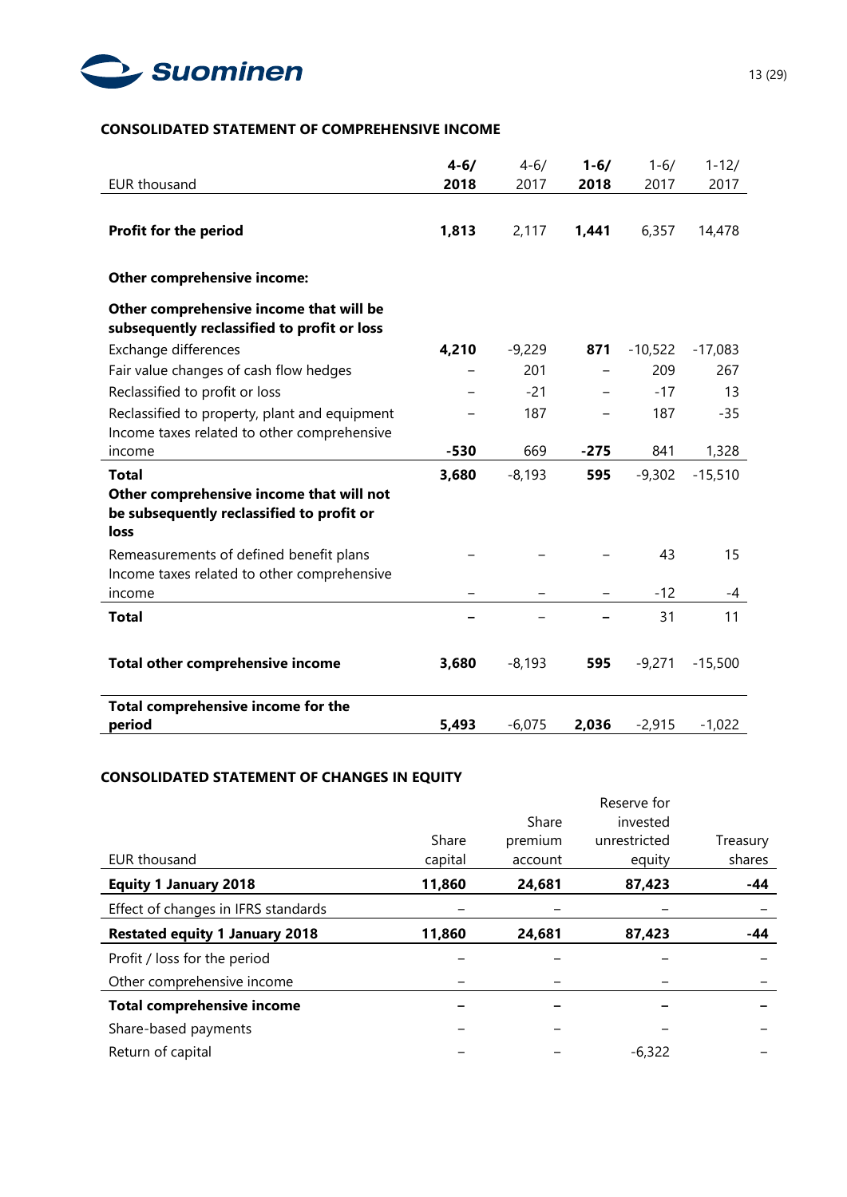**CONSOLIDATED STATEMENT OF COMPREHENSIVE INCOME**

| EUR thousand | **4-6/ 2018** | 4-6/ 2017 | **1-6/ 2018** | 1-6/ 2017 | 1-12/ 2017 |
|---|---|---|---|---|---|
| **Profit for the period** | **1,813** | 2,117 | **1,441** | 6,357 | 14,478 |
| **Other comprehensive income:** | | | | | |
| **Other comprehensive income that will be subsequently reclassified to profit or loss** | | | | | |
| Exchange differences | **4,210** | -9,229 | **871** | -10,522 | -17,083 |
| Fair value changes of cash flow hedges | – | 201 | – | 209 | 267 |
| Reclassified to profit or loss | – | -21 | – | -17 | 13 |
| Reclassified to property, plant and equipment | – | 187 | – | 187 | -35 |
| Income taxes related to other comprehensive income | **-530** | 669 | **-275** | 841 | 1,328 |
| **Total** | **3,680** | -8,193 | **595** | -9,302 | -15,510 |
| **Other comprehensive income that will not be subsequently reclassified to profit or loss** | | | | | |
| Remeasurements of defined benefit plans | – | – | – | 43 | 15 |
| Income taxes related to other comprehensive income | – | – | – | -12 | -4 |
| **Total** | **–** | – | **–** | 31 | 11 |
| **Total other comprehensive income** | **3,680** | -8,193 | **595** | -9,271 | -15,500 |
| **Total comprehensive income for the period** | **5,493** | -6,075 | **2,036** | -2,915 | -1,022 |

**CONSOLIDATED STATEMENT OF CHANGES IN EQUITY**

| EUR thousand | Share capital | Share premium account | Reserve for invested unrestricted equity | Treasury shares |
|---|---|---|---|---|
| **Equity 1 January 2018** | **11,860** | **24,681** | **87,423** | **-44** |
| Effect of changes in IFRS standards | – | – | – | – |
| **Restated equity 1 January 2018** | **11,860** | **24,681** | **87,423** | **-44** |
| Profit / loss for the period | – | – | – | – |
| Other comprehensive income | – | – | – | – |
| **Total comprehensive income** | **–** | **–** | **–** | **–** |
| Share-based payments | – | – | – | – |
| Return of capital | – | – | -6,322 | – |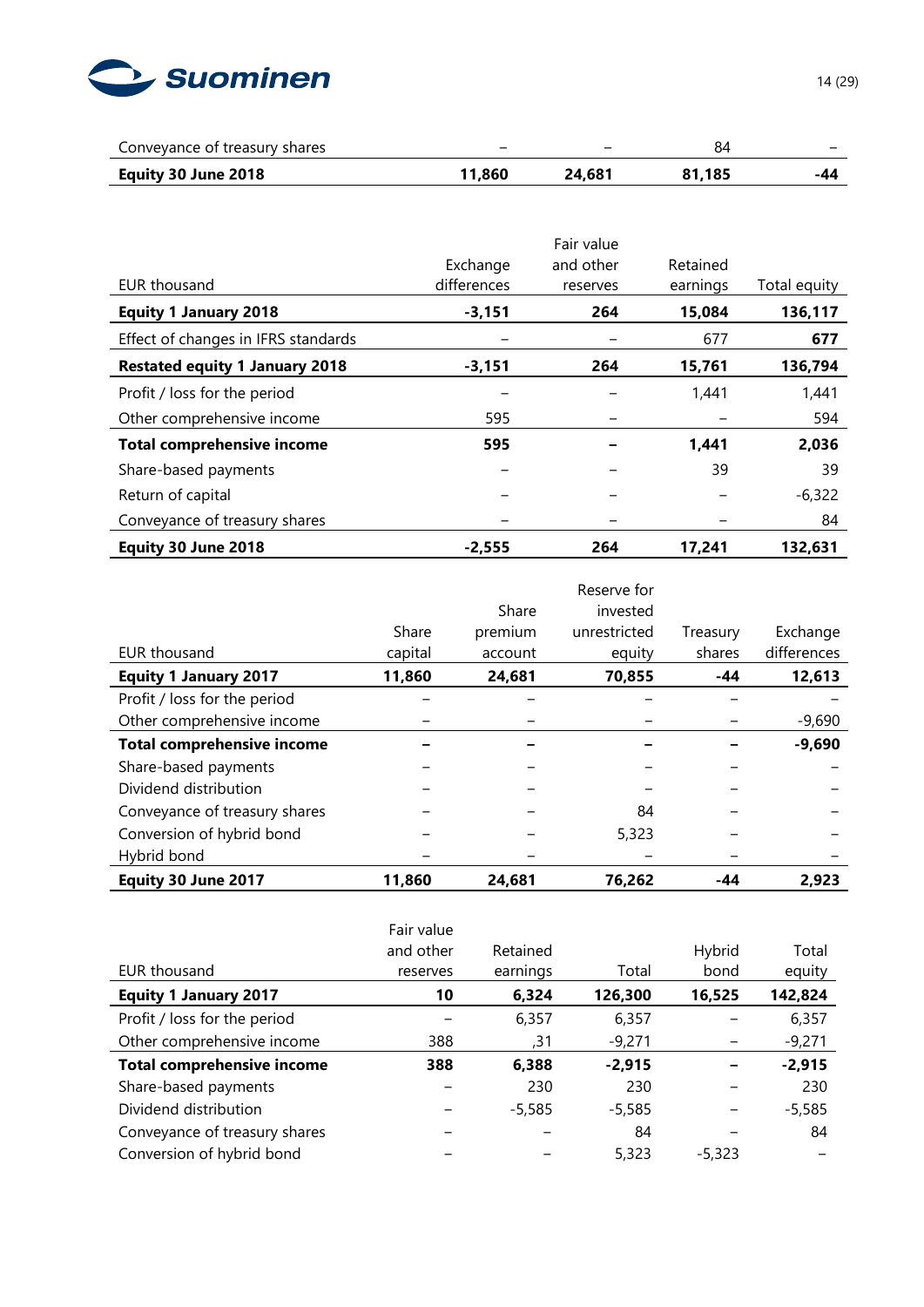| | | | | |
|---|---|---|---|---|
| Conveyance of treasury shares | – | – | 84 | – |
| **Equity 30 June 2018** | **11,860** | **24,681** | **81,185** | **-44** |

| EUR thousand | Exchange differences | Fair value and other reserves | Retained earnings | Total equity |
|---|---|---|---|---|
| **Equity 1 January 2018** | **-3,151** | **264** | **15,084** | **136,117** |
| Effect of changes in IFRS standards | – | – | 677 | **677** |
| **Restated equity 1 January 2018** | **-3,151** | **264** | **15,761** | **136,794** |
| Profit / loss for the period | – | – | 1,441 | 1,441 |
| Other comprehensive income | 595 | – | – | 594 |
| **Total comprehensive income** | **595** | **–** | **1,441** | **2,036** |
| Share-based payments | – | – | 39 | 39 |
| Return of capital | – | – | – | -6,322 |
| Conveyance of treasury shares | – | – | – | 84 |
| **Equity 30 June 2018** | **-2,555** | **264** | **17,241** | **132,631** |

| EUR thousand | Share capital | Share premium account | Reserve for invested unrestricted equity | Treasury shares | Exchange differences |
|---|---|---|---|---|---|
| **Equity 1 January 2017** | **11,860** | **24,681** | **70,855** | **-44** | **12,613** |
| Profit / loss for the period | – | – | – | – | – |
| Other comprehensive income | – | – | – | – | -9,690 |
| **Total comprehensive income** | **–** | **–** | **–** | **–** | **-9,690** |
| Share-based payments | – | – | – | – | – |
| Dividend distribution | – | – | – | – | – |
| Conveyance of treasury shares | – | – | 84 | – | – |
| Conversion of hybrid bond | – | – | 5,323 | – | – |
| Hybrid bond | – | – | – | – | – |
| **Equity 30 June 2017** | **11,860** | **24,681** | **76,262** | **-44** | **2,923** |

| EUR thousand | Fair value and other reserves | Retained earnings | Total | Hybrid bond | Total equity |
|---|---|---|---|---|---|
| **Equity 1 January 2017** | **10** | **6,324** | **126,300** | **16,525** | **142,824** |
| Profit / loss for the period | – | 6,357 | 6,357 | – | 6,357 |
| Other comprehensive income | 388 | ,31 | -9,271 | – | -9,271 |
| **Total comprehensive income** | **388** | **6,388** | **-2,915** | **–** | **-2,915** |
| Share-based payments | – | 230 | 230 | – | 230 |
| Dividend distribution | – | -5,585 | -5,585 | – | -5,585 |
| Conveyance of treasury shares | – | – | 84 | – | 84 |
| Conversion of hybrid bond | – | – | 5,323 | -5,323 | – |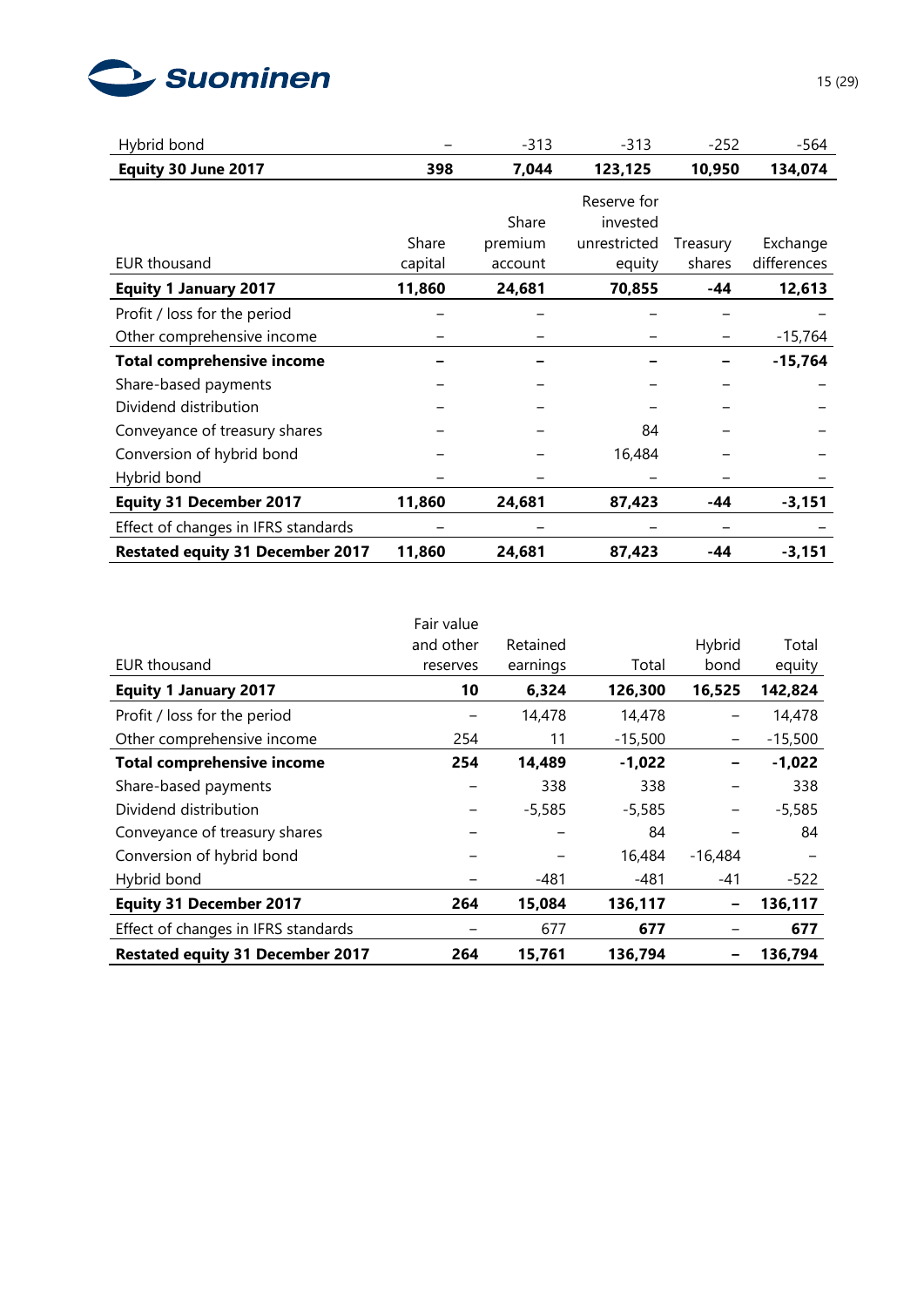| Hybrid bond | – | -313 | -313 | -252 | -564 |
|---|---|---|---|---|---|
| **Equity 30 June 2017** | **398** | **7,044** | **123,125** | **10,950** | **134,074** |

| EUR thousand | Share capital | Share premium account | Reserve for invested unrestricted equity | Treasury shares | Exchange differences |
|---|---|---|---|---|---|
| **Equity 1 January 2017** | **11,860** | **24,681** | **70,855** | **-44** | **12,613** |
| Profit / loss for the period | – | – | – | – | – |
| Other comprehensive income | – | – | – | – | -15,764 |
| **Total comprehensive income** | **–** | **–** | **–** | **–** | **-15,764** |
| Share-based payments | – | – | – | – | – |
| Dividend distribution | – | – | – | – | – |
| Conveyance of treasury shares | – | – | 84 | – | – |
| Conversion of hybrid bond | – | – | 16,484 | – | – |
| Hybrid bond | – | – | – | – | – |
| **Equity 31 December 2017** | **11,860** | **24,681** | **87,423** | **-44** | **-3,151** |
| Effect of changes in IFRS standards | – | – | – | – | – |
| **Restated equity 31 December 2017** | **11,860** | **24,681** | **87,423** | **-44** | **-3,151** |

| EUR thousand | Fair value and other reserves | Retained earnings | Total | Hybrid bond | Total equity |
|---|---|---|---|---|---|
| **Equity 1 January 2017** | **10** | **6,324** | **126,300** | **16,525** | **142,824** |
| Profit / loss for the period | – | 14,478 | 14,478 | – | 14,478 |
| Other comprehensive income | 254 | 11 | -15,500 | – | -15,500 |
| **Total comprehensive income** | **254** | **14,489** | **-1,022** | **–** | **-1,022** |
| Share-based payments | – | 338 | 338 | – | 338 |
| Dividend distribution | – | -5,585 | -5,585 | – | -5,585 |
| Conveyance of treasury shares | – | – | 84 | – | 84 |
| Conversion of hybrid bond | – | – | 16,484 | -16,484 | – |
| Hybrid bond | – | -481 | -481 | -41 | -522 |
| **Equity 31 December 2017** | **264** | **15,084** | **136,117** | **–** | **136,117** |
| Effect of changes in IFRS standards | – | 677 | **677** | – | **677** |
| **Restated equity 31 December 2017** | **264** | **15,761** | **136,794** | **–** | **136,794** |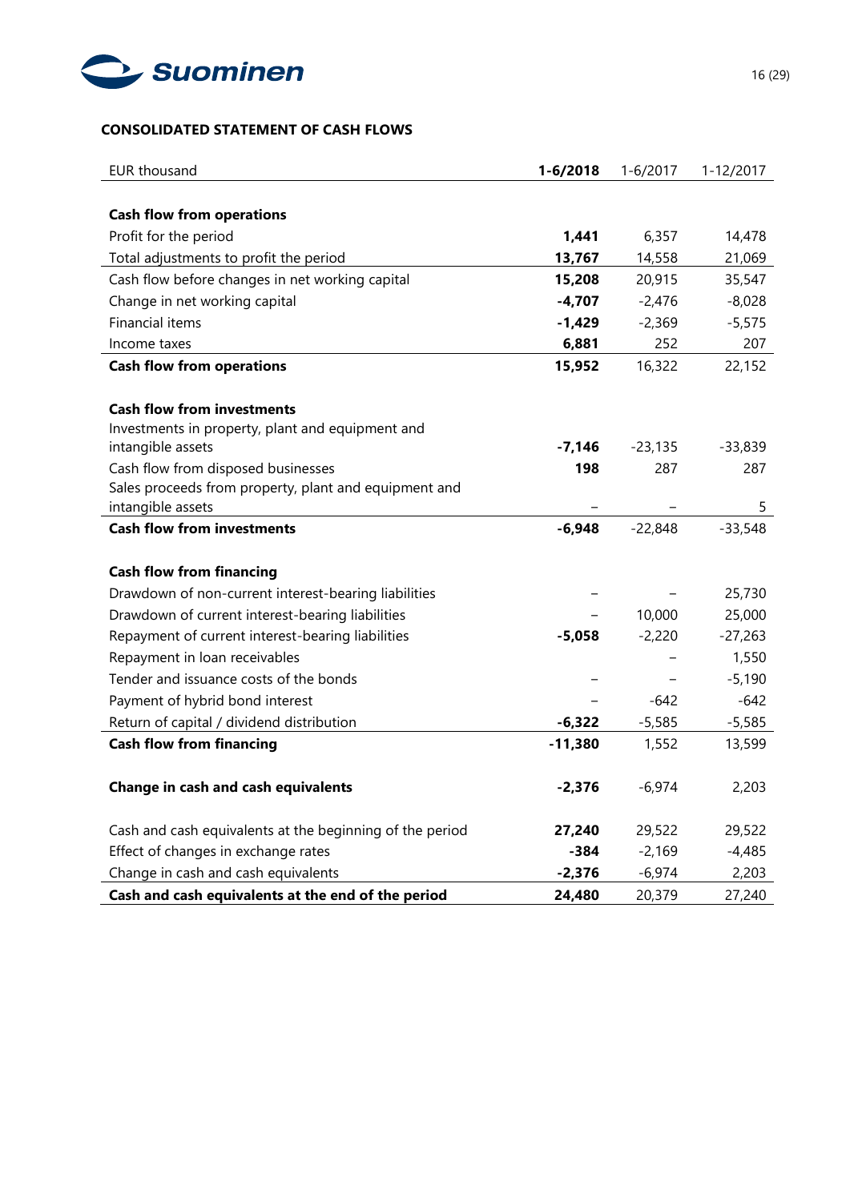## CONSOLIDATED STATEMENT OF CASH FLOWS

| EUR thousand | **1-6/2018** | 1-6/2017 | 1-12/2017 |
|---|---|---|---|
| **Cash flow from operations** | | | |
| Profit for the period | **1,441** | 6,357 | 14,478 |
| Total adjustments to profit the period | **13,767** | 14,558 | 21,069 |
| Cash flow before changes in net working capital | **15,208** | 20,915 | 35,547 |
| Change in net working capital | **-4,707** | -2,476 | -8,028 |
| Financial items | **-1,429** | -2,369 | -5,575 |
| Income taxes | **6,881** | 252 | 207 |
| **Cash flow from operations** | **15,952** | 16,322 | 22,152 |
| | | | |
| **Cash flow from investments** | | | |
| Investments in property, plant and equipment and intangible assets | **-7,146** | -23,135 | -33,839 |
| Cash flow from disposed businesses | **198** | 287 | 287 |
| Sales proceeds from property, plant and equipment and intangible assets | – | – | 5 |
| **Cash flow from investments** | **-6,948** | -22,848 | -33,548 |
| | | | |
| **Cash flow from financing** | | | |
| Drawdown of non-current interest-bearing liabilities | – | – | 25,730 |
| Drawdown of current interest-bearing liabilities | – | 10,000 | 25,000 |
| Repayment of current interest-bearing liabilities | **-5,058** | -2,220 | -27,263 |
| Repayment in loan receivables | | – | 1,550 |
| Tender and issuance costs of the bonds | – | – | -5,190 |
| Payment of hybrid bond interest | – | -642 | -642 |
| Return of capital / dividend distribution | **-6,322** | -5,585 | -5,585 |
| **Cash flow from financing** | **-11,380** | 1,552 | 13,599 |
| | | | |
| **Change in cash and cash equivalents** | **-2,376** | -6,974 | 2,203 |
| | | | |
| Cash and cash equivalents at the beginning of the period | **27,240** | 29,522 | 29,522 |
| Effect of changes in exchange rates | **-384** | -2,169 | -4,485 |
| Change in cash and cash equivalents | **-2,376** | -6,974 | 2,203 |
| **Cash and cash equivalents at the end of the period** | **24,480** | 20,379 | 27,240 |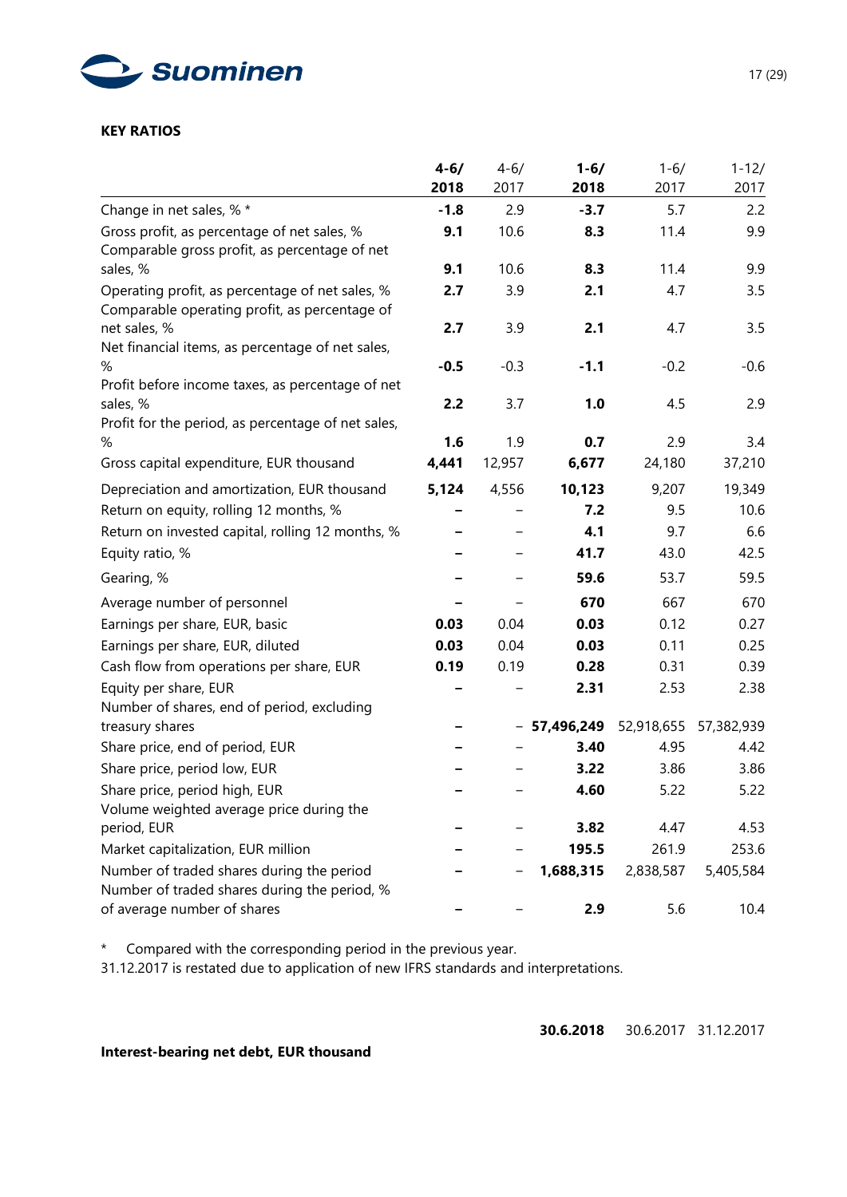**KEY RATIOS**

| | **4-6/ 2018** | 4-6/ 2017 | **1-6/ 2018** | 1-6/ 2017 | 1-12/ 2017 |
|---|---|---|---|---|---|
| Change in net sales, % * | **-1.8** | 2.9 | **-3.7** | 5.7 | 2.2 |
| Gross profit, as percentage of net sales, % | **9.1** | 10.6 | **8.3** | 11.4 | 9.9 |
| Comparable gross profit, as percentage of net sales, % | **9.1** | 10.6 | **8.3** | 11.4 | 9.9 |
| Operating profit, as percentage of net sales, % | **2.7** | 3.9 | **2.1** | 4.7 | 3.5 |
| Comparable operating profit, as percentage of net sales, % | **2.7** | 3.9 | **2.1** | 4.7 | 3.5 |
| Net financial items, as percentage of net sales, % | **-0.5** | -0.3 | **-1.1** | -0.2 | -0.6 |
| Profit before income taxes, as percentage of net sales, % | **2.2** | 3.7 | **1.0** | 4.5 | 2.9 |
| Profit for the period, as percentage of net sales, % | **1.6** | 1.9 | **0.7** | 2.9 | 3.4 |
| Gross capital expenditure, EUR thousand | **4,441** | 12,957 | **6,677** | 24,180 | 37,210 |
| Depreciation and amortization, EUR thousand | **5,124** | 4,556 | **10,123** | 9,207 | 19,349 |
| Return on equity, rolling 12 months, % | **–** | – | **7.2** | 9.5 | 10.6 |
| Return on invested capital, rolling 12 months, % | **–** | – | **4.1** | 9.7 | 6.6 |
| Equity ratio, % | **–** | – | **41.7** | 43.0 | 42.5 |
| Gearing, % | **–** | – | **59.6** | 53.7 | 59.5 |
| Average number of personnel | **–** | – | **670** | 667 | 670 |
| Earnings per share, EUR, basic | **0.03** | 0.04 | **0.03** | 0.12 | 0.27 |
| Earnings per share, EUR, diluted | **0.03** | 0.04 | **0.03** | 0.11 | 0.25 |
| Cash flow from operations per share, EUR | **0.19** | 0.19 | **0.28** | 0.31 | 0.39 |
| Equity per share, EUR | **–** | – | **2.31** | 2.53 | 2.38 |
| Number of shares, end of period, excluding treasury shares | **–** | – | **57,496,249** | 52,918,655 | 57,382,939 |
| Share price, end of period, EUR | **–** | – | **3.40** | 4.95 | 4.42 |
| Share price, period low, EUR | **–** | – | **3.22** | 3.86 | 3.86 |
| Share price, period high, EUR | **–** | – | **4.60** | 5.22 | 5.22 |
| Volume weighted average price during the period, EUR | **–** | – | **3.82** | 4.47 | 4.53 |
| Market capitalization, EUR million | **–** | – | **195.5** | 261.9 | 253.6 |
| Number of traded shares during the period | **–** | – | **1,688,315** | 2,838,587 | 5,405,584 |
| Number of traded shares during the period, % of average number of shares | **–** | – | **2.9** | 5.6 | 10.4 |

\* Compared with the corresponding period in the previous year.
31.12.2017 is restated due to application of new IFRS standards and interpretations.

| | **30.6.2018** | 30.6.2017 | 31.12.2017 |
|---|---|---|---|
| **Interest-bearing net debt, EUR thousand** | | | |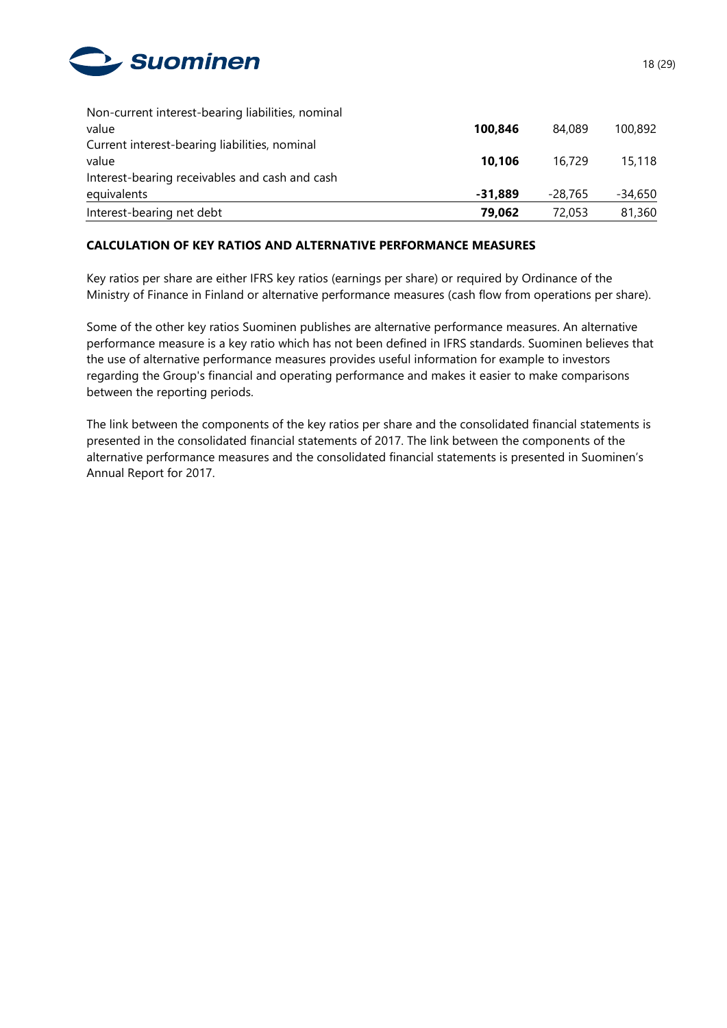| | | | |
|---|---|---|---|
| Non-current interest-bearing liabilities, nominal value | **100,846** | 84,089 | 100,892 |
| Current interest-bearing liabilities, nominal value | **10,106** | 16,729 | 15,118 |
| Interest-bearing receivables and cash and cash equivalents | **-31,889** | -28,765 | -34,650 |
| Interest-bearing net debt | **79,062** | 72,053 | 81,360 |

**CALCULATION OF KEY RATIOS AND ALTERNATIVE PERFORMANCE MEASURES**

Key ratios per share are either IFRS key ratios (earnings per share) or required by Ordinance of the Ministry of Finance in Finland or alternative performance measures (cash flow from operations per share).

Some of the other key ratios Suominen publishes are alternative performance measures. An alternative performance measure is a key ratio which has not been defined in IFRS standards. Suominen believes that the use of alternative performance measures provides useful information for example to investors regarding the Group's financial and operating performance and makes it easier to make comparisons between the reporting periods.

The link between the components of the key ratios per share and the consolidated financial statements is presented in the consolidated financial statements of 2017. The link between the components of the alternative performance measures and the consolidated financial statements is presented in Suominen's Annual Report for 2017.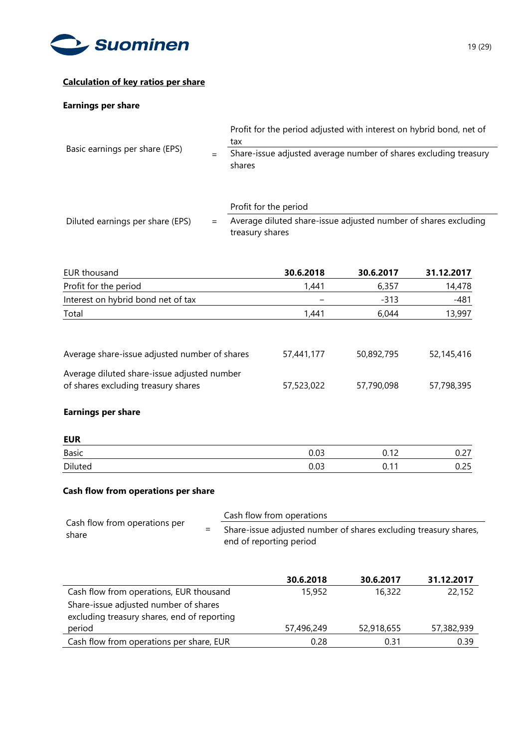## Calculation of key ratios per share

### Earnings per share

$$\text{Basic earnings per share (EPS)} = \frac{\text{Profit for the period adjusted with interest on hybrid bond, net of tax}}{\text{Share-issue adjusted average number of shares excluding treasury shares}}$$

$$\text{Diluted earnings per share (EPS)} = \frac{\text{Profit for the period}}{\text{Average diluted share-issue adjusted number of shares excluding treasury shares}}$$

| EUR thousand | 30.6.2018 | 30.6.2017 | 31.12.2017 |
|---|---|---|---|
| Profit for the period | 1,441 | 6,357 | 14,478 |
| Interest on hybrid bond net of tax | – | -313 | -481 |
| Total | 1,441 | 6,044 | 13,997 |
| | | | |
| Average share-issue adjusted number of shares | 57,441,177 | 50,892,795 | 52,145,416 |
| Average diluted share-issue adjusted number of shares excluding treasury shares | 57,523,022 | 57,790,098 | 57,798,395 |

### Earnings per share

| EUR | | | |
|---|---|---|---|
| Basic | 0.03 | 0.12 | 0.27 |
| Diluted | 0.03 | 0.11 | 0.25 |

### Cash flow from operations per share

$$\text{Cash flow from operations per share} = \frac{\text{Cash flow from operations}}{\text{Share-issue adjusted number of shares excluding treasury shares, end of reporting period}}$$

| | 30.6.2018 | 30.6.2017 | 31.12.2017 |
|---|---|---|---|
| Cash flow from operations, EUR thousand | 15,952 | 16,322 | 22,152 |
| Share-issue adjusted number of shares excluding treasury shares, end of reporting period | 57,496,249 | 52,918,655 | 57,382,939 |
| Cash flow from operations per share, EUR | 0.28 | 0.31 | 0.39 |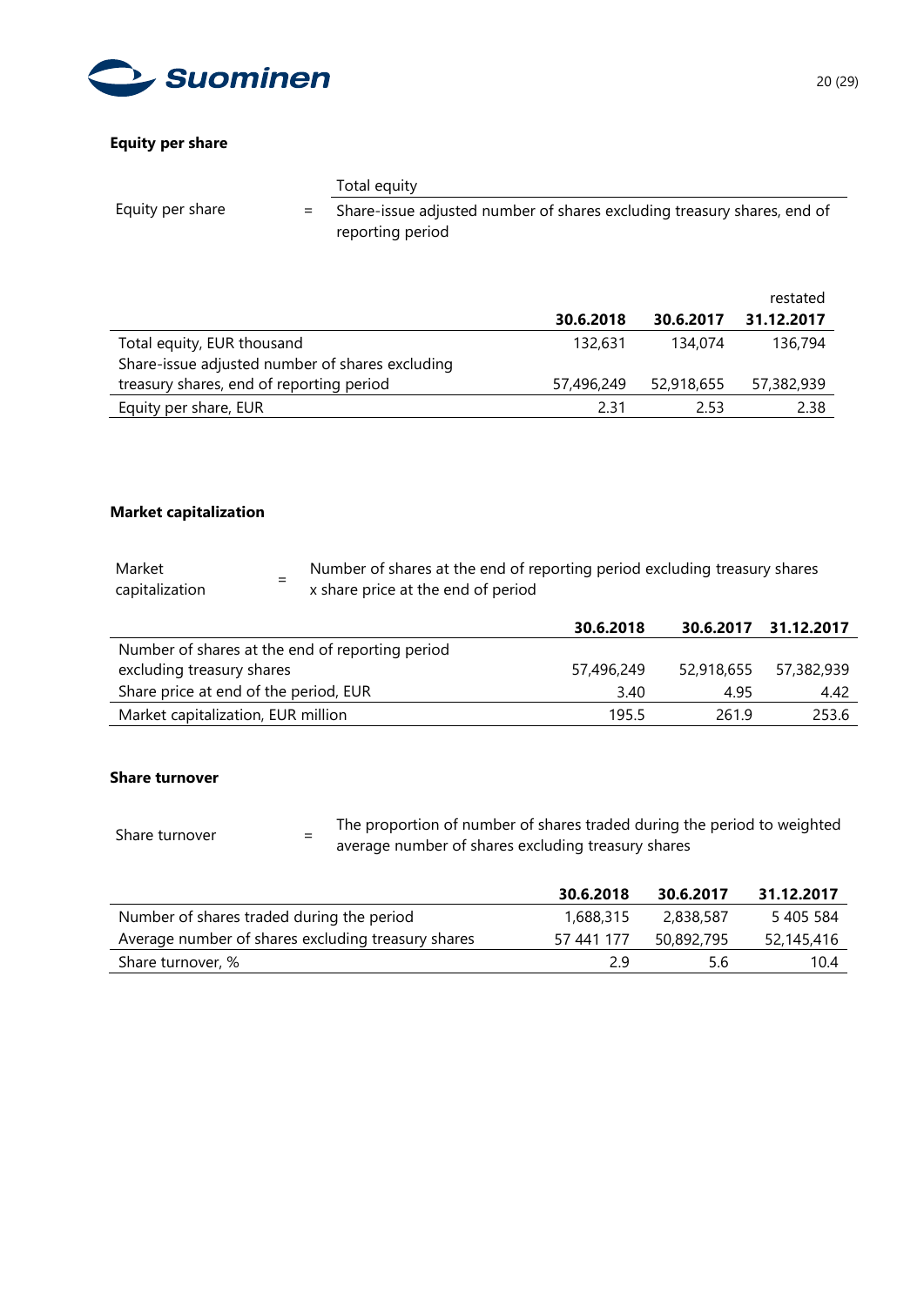### Equity per share

| Equity per share | = | Total equity / Share-issue adjusted number of shares excluding treasury shares, end of reporting period |
|---|---|---|

|  | 30.6.2018 | 30.6.2017 | restated 31.12.2017 |
|---|---|---|---|
| Total equity, EUR thousand | 132,631 | 134,074 | 136,794 |
| Share-issue adjusted number of shares excluding treasury shares, end of reporting period | 57,496,249 | 52,918,655 | 57,382,939 |
| Equity per share, EUR | 2.31 | 2.53 | 2.38 |

### Market capitalization

| Market capitalization | = | Number of shares at the end of reporting period excluding treasury shares x share price at the end of period |
|---|---|---|

|  | 30.6.2018 | 30.6.2017 | 31.12.2017 |
|---|---|---|---|
| Number of shares at the end of reporting period excluding treasury shares | 57,496,249 | 52,918,655 | 57,382,939 |
| Share price at end of the period, EUR | 3.40 | 4.95 | 4.42 |
| Market capitalization, EUR million | 195.5 | 261.9 | 253.6 |

### Share turnover

| Share turnover | = | The proportion of number of shares traded during the period to weighted average number of shares excluding treasury shares |
|---|---|---|

|  | 30.6.2018 | 30.6.2017 | 31.12.2017 |
|---|---|---|---|
| Number of shares traded during the period | 1,688,315 | 2,838,587 | 5 405 584 |
| Average number of shares excluding treasury shares | 57 441 177 | 50,892,795 | 52,145,416 |
| Share turnover, % | 2.9 | 5.6 | 10.4 |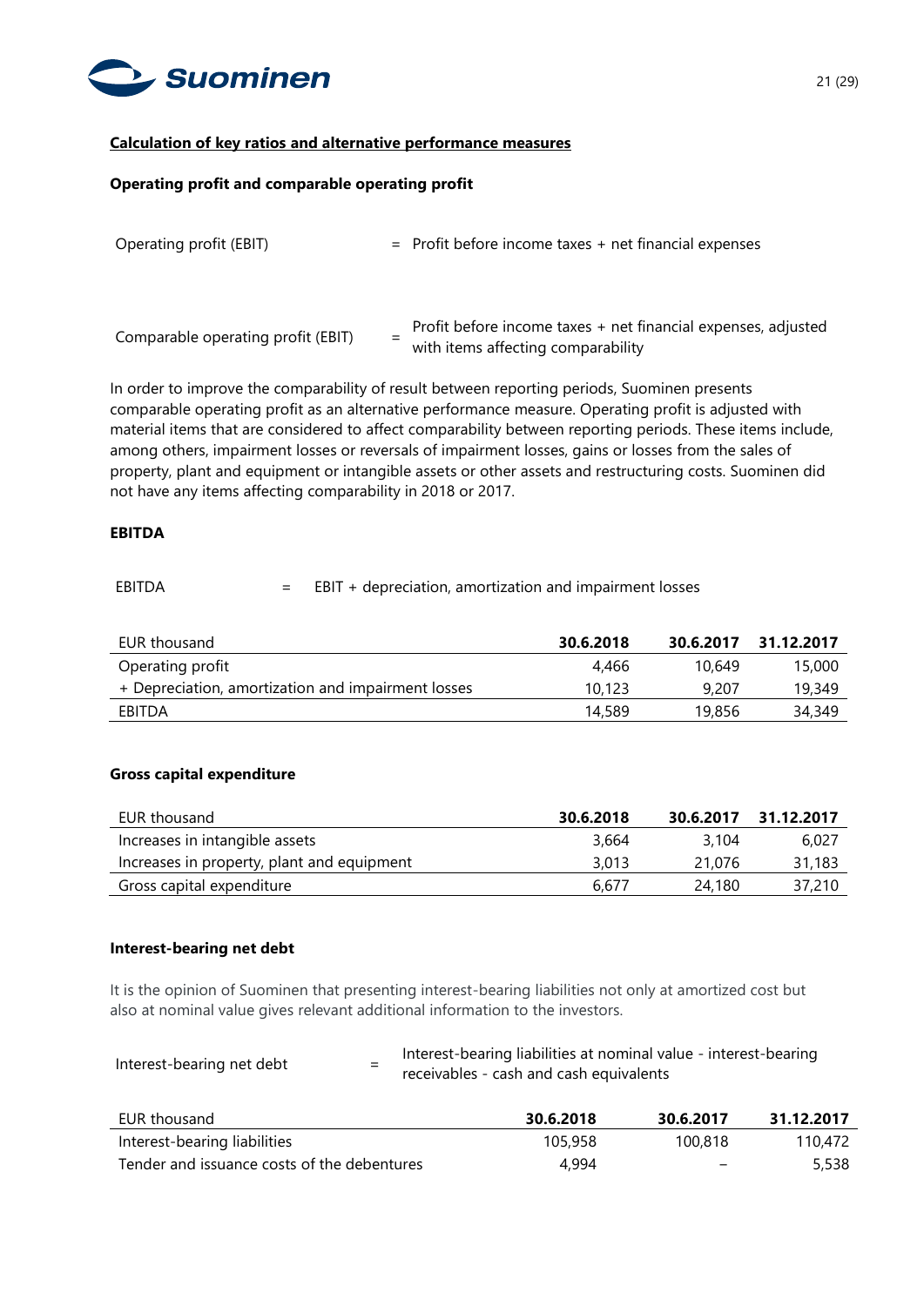## Calculation of key ratios and alternative performance measures

### Operating profit and comparable operating profit

| | | |
|---|---|---|
| Operating profit (EBIT) | = | Profit before income taxes + net financial expenses |
| Comparable operating profit (EBIT) | = | Profit before income taxes + net financial expenses, adjusted with items affecting comparability |

In order to improve the comparability of result between reporting periods, Suominen presents comparable operating profit as an alternative performance measure. Operating profit is adjusted with material items that are considered to affect comparability between reporting periods. These items include, among others, impairment losses or reversals of impairment losses, gains or losses from the sales of property, plant and equipment or intangible assets or other assets and restructuring costs. Suominen did not have any items affecting comparability in 2018 or 2017.

### EBITDA

| | | |
|---|---|---|
| EBITDA | = | EBIT + depreciation, amortization and impairment losses |

| EUR thousand | 30.6.2018 | 30.6.2017 | 31.12.2017 |
|---|---|---|---|
| Operating profit | 4,466 | 10,649 | 15,000 |
| + Depreciation, amortization and impairment losses | 10,123 | 9,207 | 19,349 |
| EBITDA | 14,589 | 19,856 | 34,349 |

### Gross capital expenditure

| EUR thousand | 30.6.2018 | 30.6.2017 | 31.12.2017 |
|---|---|---|---|
| Increases in intangible assets | 3,664 | 3,104 | 6,027 |
| Increases in property, plant and equipment | 3,013 | 21,076 | 31,183 |
| Gross capital expenditure | 6,677 | 24,180 | 37,210 |

### Interest-bearing net debt

It is the opinion of Suominen that presenting interest-bearing liabilities not only at amortized cost but also at nominal value gives relevant additional information to the investors.

| | | |
|---|---|---|
| Interest-bearing net debt | = | Interest-bearing liabilities at nominal value - interest-bearing receivables - cash and cash equivalents |

| EUR thousand | 30.6.2018 | 30.6.2017 | 31.12.2017 |
|---|---|---|---|
| Interest-bearing liabilities | 105,958 | 100,818 | 110,472 |
| Tender and issuance costs of the debentures | 4,994 | – | 5,538 |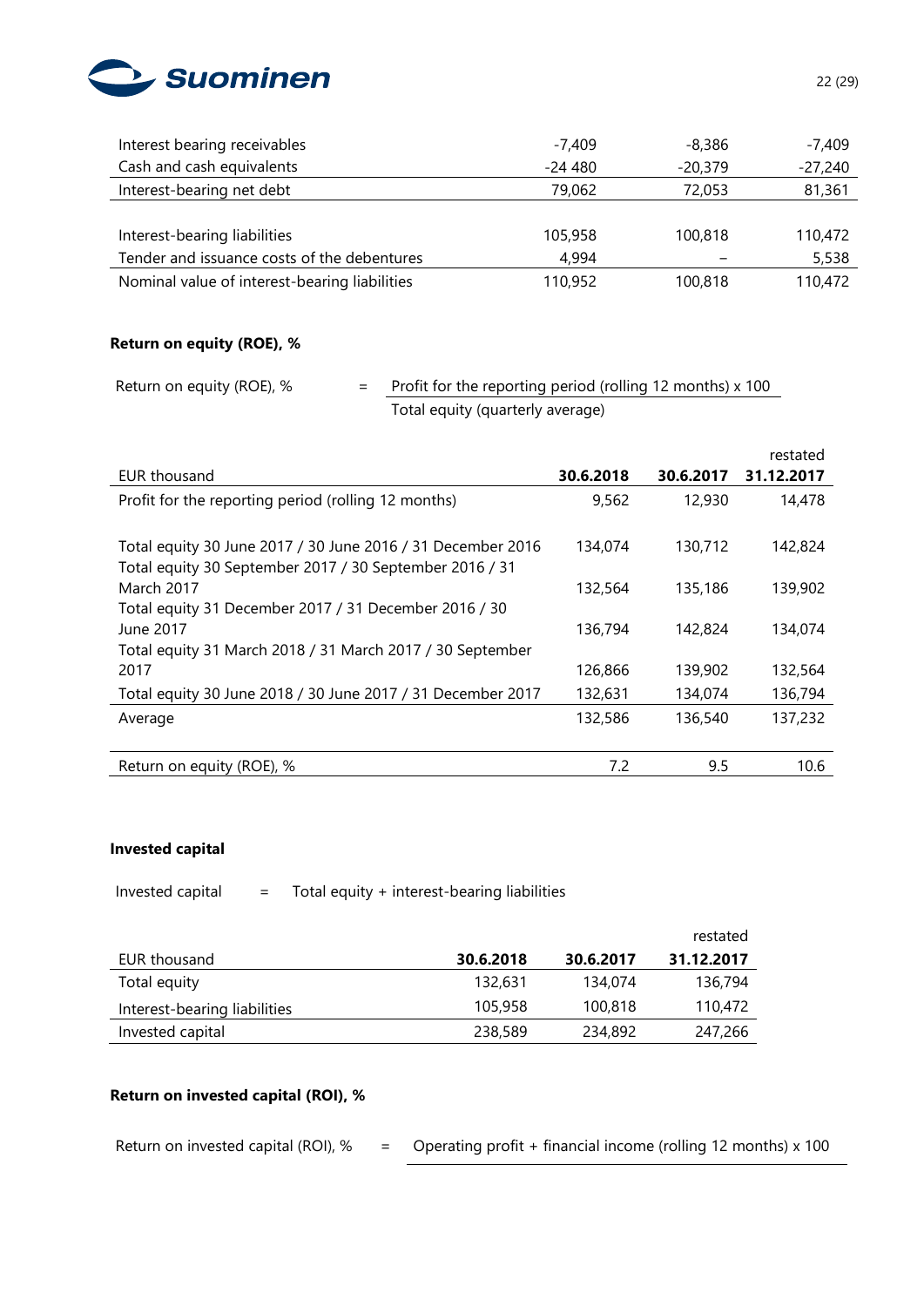| | | | |
|---|---|---|---|
| Interest bearing receivables | -7,409 | -8,386 | -7,409 |
| Cash and cash equivalents | -24 480 | -20,379 | -27,240 |
| Interest-bearing net debt | 79,062 | 72,053 | 81,361 |
| | | | |
| Interest-bearing liabilities | 105,958 | 100,818 | 110,472 |
| Tender and issuance costs of the debentures | 4,994 | – | 5,538 |
| Nominal value of interest-bearing liabilities | 110,952 | 100,818 | 110,472 |

**Return on equity (ROE), %**

$$\text{Return on equity (ROE), \%} = \frac{\text{Profit for the reporting period (rolling 12 months) x 100}}{\text{Total equity (quarterly average)}}$$

| EUR thousand | **30.6.2018** | **30.6.2017** | restated **31.12.2017** |
|---|---|---|---|
| Profit for the reporting period (rolling 12 months) | 9,562 | 12,930 | 14,478 |
| | | | |
| Total equity 30 June 2017 / 30 June 2016 / 31 December 2016 | 134,074 | 130,712 | 142,824 |
| Total equity 30 September 2017 / 30 September 2016 / 31 March 2017 | 132,564 | 135,186 | 139,902 |
| Total equity 31 December 2017 / 31 December 2016 / 30 June 2017 | 136,794 | 142,824 | 134,074 |
| Total equity 31 March 2018 / 31 March 2017 / 30 September 2017 | 126,866 | 139,902 | 132,564 |
| Total equity 30 June 2018 / 30 June 2017 / 31 December 2017 | 132,631 | 134,074 | 136,794 |
| Average | 132,586 | 136,540 | 137,232 |
| | | | |
| Return on equity (ROE), % | 7.2 | 9.5 | 10.6 |

**Invested capital**

Invested capital = Total equity + interest-bearing liabilities

| EUR thousand | **30.6.2018** | **30.6.2017** | restated **31.12.2017** |
|---|---|---|---|
| Total equity | 132,631 | 134,074 | 136,794 |
| Interest-bearing liabilities | 105,958 | 100,818 | 110,472 |
| Invested capital | 238,589 | 234,892 | 247,266 |

**Return on invested capital (ROI), %**

Return on invested capital (ROI), % = Operating profit + financial income (rolling 12 months) x 100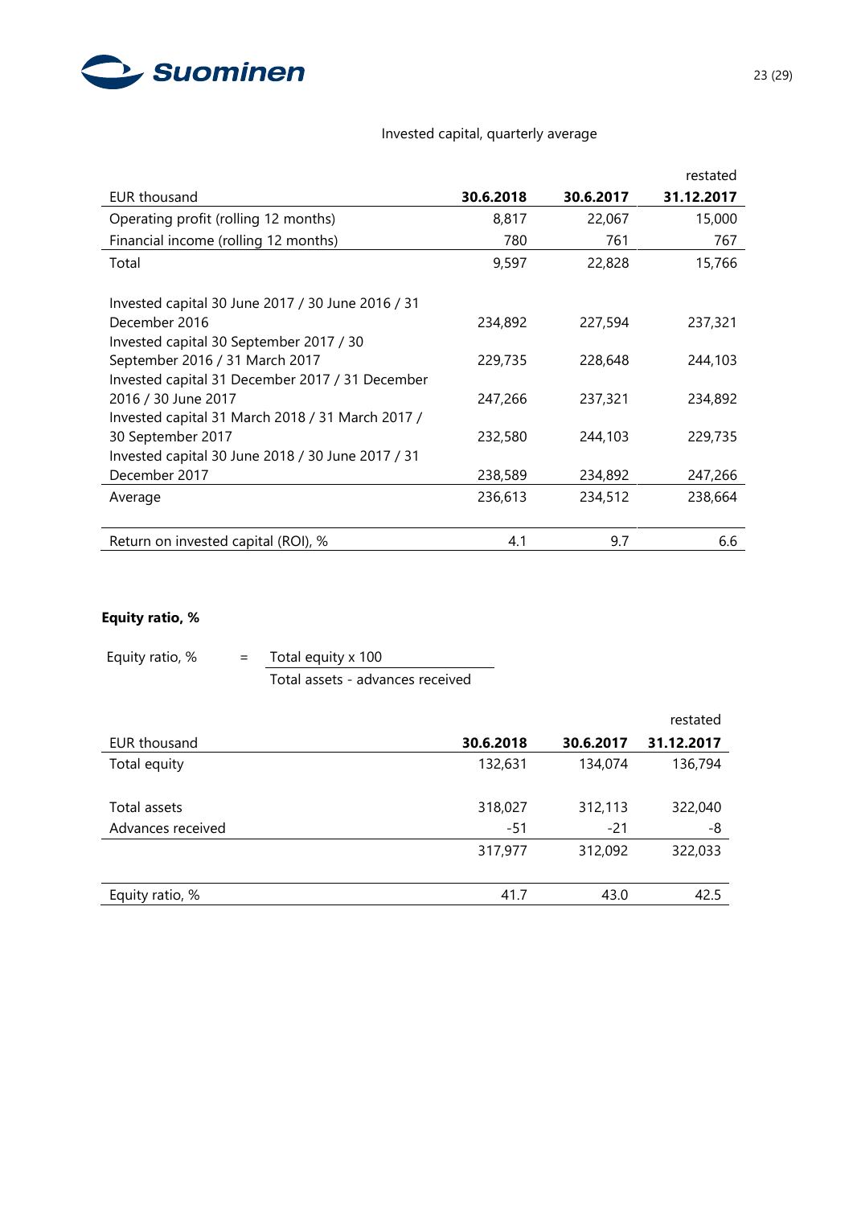Invested capital, quarterly average

| EUR thousand | 30.6.2018 | 30.6.2017 | restated 31.12.2017 |
|---|---|---|---|
| Operating profit (rolling 12 months) | 8,817 | 22,067 | 15,000 |
| Financial income (rolling 12 months) | 780 | 761 | 767 |
| Total | 9,597 | 22,828 | 15,766 |
| | | | |
| Invested capital 30 June 2017 / 30 June 2016 / 31 December 2016 | 234,892 | 227,594 | 237,321 |
| Invested capital 30 September 2017 / 30 September 2016 / 31 March 2017 | 229,735 | 228,648 | 244,103 |
| Invested capital 31 December 2017 / 31 December 2016 / 30 June 2017 | 247,266 | 237,321 | 234,892 |
| Invested capital 31 March 2018 / 31 March 2017 / 30 September 2017 | 232,580 | 244,103 | 229,735 |
| Invested capital 30 June 2018 / 30 June 2017 / 31 December 2017 | 238,589 | 234,892 | 247,266 |
| Average | 236,613 | 234,512 | 238,664 |
| | | | |
| Return on invested capital (ROI), % | 4.1 | 9.7 | 6.6 |

**Equity ratio, %**

$$\text{Equity ratio, \%} = \frac{\text{Total equity} \times 100}{\text{Total assets - advances received}}$$

| EUR thousand | 30.6.2018 | 30.6.2017 | restated 31.12.2017 |
|---|---|---|---|
| Total equity | 132,631 | 134,074 | 136,794 |
| | | | |
| Total assets | 318,027 | 312,113 | 322,040 |
| Advances received | -51 | -21 | -8 |
| | 317,977 | 312,092 | 322,033 |
| | | | |
| Equity ratio, % | 41.7 | 43.0 | 42.5 |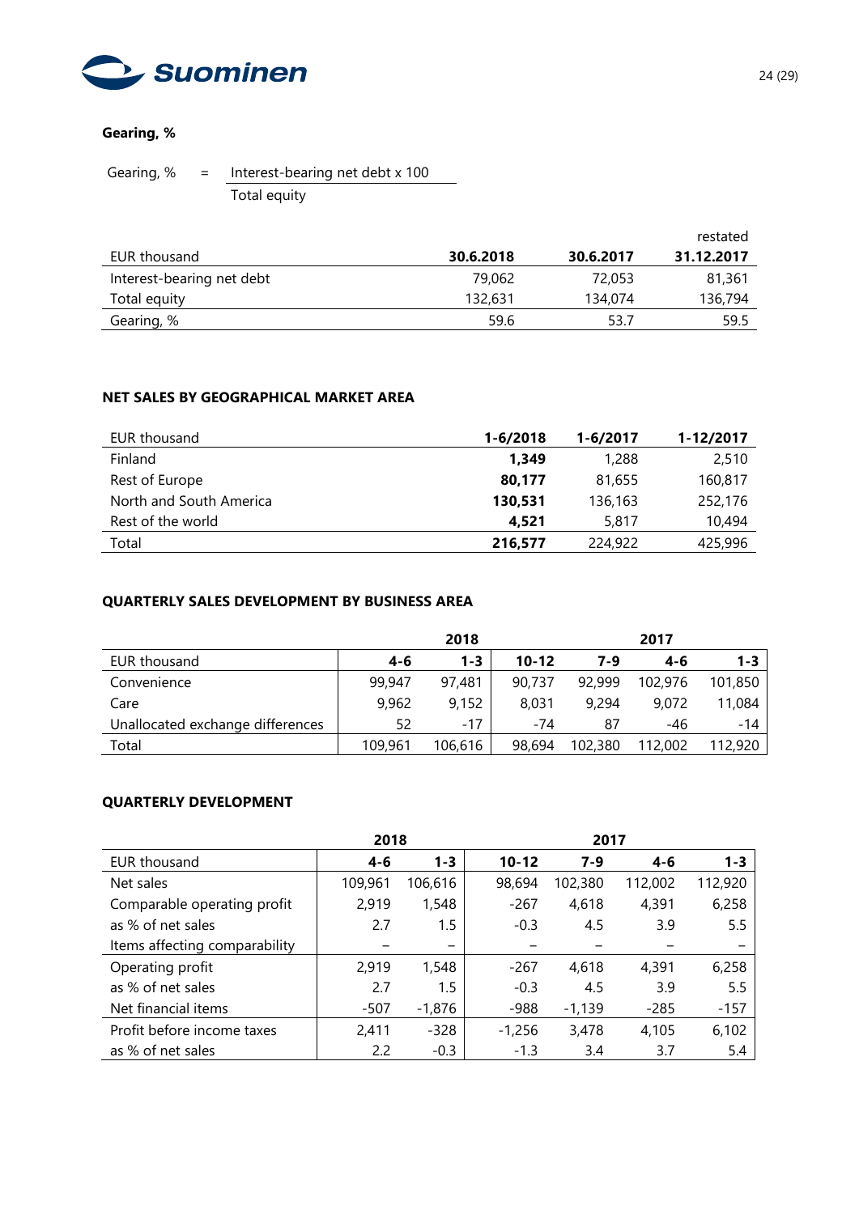### Gearing, %

$$\text{Gearing, \%} = \frac{\text{Interest-bearing net debt x 100}}{\text{Total equity}}$$

| EUR thousand | 30.6.2018 | 30.6.2017 | restated 31.12.2017 |
|---|---|---|---|
| Interest-bearing net debt | 79,062 | 72,053 | 81,361 |
| Total equity | 132,631 | 134,074 | 136,794 |
| Gearing, % | 59.6 | 53.7 | 59.5 |

### NET SALES BY GEOGRAPHICAL MARKET AREA

| EUR thousand | 1-6/2018 | 1-6/2017 | 1-12/2017 |
|---|---|---|---|
| Finland | **1,349** | 1,288 | 2,510 |
| Rest of Europe | **80,177** | 81,655 | 160,817 |
| North and South America | **130,531** | 136,163 | 252,176 |
| Rest of the world | **4,521** | 5,817 | 10,494 |
| Total | **216,577** | 224,922 | 425,996 |

### QUARTERLY SALES DEVELOPMENT BY BUSINESS AREA

| | 2018 | | 2017 | | | |
|---|---|---|---|---|---|---|
| EUR thousand | 4-6 | 1-3 | 10-12 | 7-9 | 4-6 | 1-3 |
| Convenience | 99,947 | 97,481 | 90,737 | 92,999 | 102,976 | 101,850 |
| Care | 9,962 | 9,152 | 8,031 | 9,294 | 9,072 | 11,084 |
| Unallocated exchange differences | 52 | -17 | -74 | 87 | -46 | -14 |
| Total | 109,961 | 106,616 | 98,694 | 102,380 | 112,002 | 112,920 |

### QUARTERLY DEVELOPMENT

| | 2018 | | 2017 | | | |
|---|---|---|---|---|---|---|
| EUR thousand | 4-6 | 1-3 | 10-12 | 7-9 | 4-6 | 1-3 |
| Net sales | 109,961 | 106,616 | 98,694 | 102,380 | 112,002 | 112,920 |
| Comparable operating profit | 2,919 | 1,548 | -267 | 4,618 | 4,391 | 6,258 |
| as % of net sales | 2.7 | 1.5 | -0.3 | 4.5 | 3.9 | 5.5 |
| Items affecting comparability | – | – | – | – | – | – |
| Operating profit | 2,919 | 1,548 | -267 | 4,618 | 4,391 | 6,258 |
| as % of net sales | 2.7 | 1.5 | -0.3 | 4.5 | 3.9 | 5.5 |
| Net financial items | -507 | -1,876 | -988 | -1,139 | -285 | -157 |
| Profit before income taxes | 2,411 | -328 | -1,256 | 3,478 | 4,105 | 6,102 |
| as % of net sales | 2.2 | -0.3 | -1.3 | 3.4 | 3.7 | 5.4 |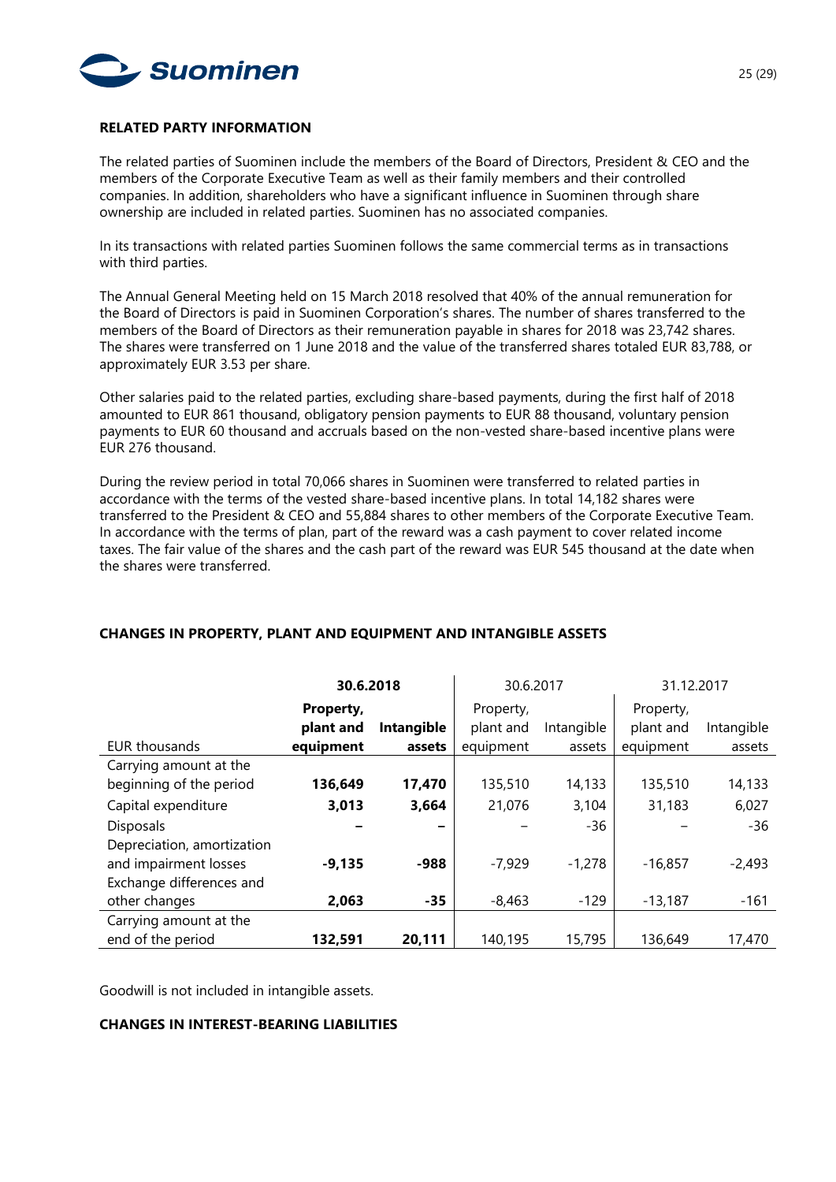**RELATED PARTY INFORMATION**

The related parties of Suominen include the members of the Board of Directors, President & CEO and the members of the Corporate Executive Team as well as their family members and their controlled companies. In addition, shareholders who have a significant influence in Suominen through share ownership are included in related parties. Suominen has no associated companies.

In its transactions with related parties Suominen follows the same commercial terms as in transactions with third parties.

The Annual General Meeting held on 15 March 2018 resolved that 40% of the annual remuneration for the Board of Directors is paid in Suominen Corporation's shares. The number of shares transferred to the members of the Board of Directors as their remuneration payable in shares for 2018 was 23,742 shares. The shares were transferred on 1 June 2018 and the value of the transferred shares totaled EUR 83,788, or approximately EUR 3.53 per share.

Other salaries paid to the related parties, excluding share-based payments, during the first half of 2018 amounted to EUR 861 thousand, obligatory pension payments to EUR 88 thousand, voluntary pension payments to EUR 60 thousand and accruals based on the non-vested share-based incentive plans were EUR 276 thousand.

During the review period in total 70,066 shares in Suominen were transferred to related parties in accordance with the terms of the vested share-based incentive plans. In total 14,182 shares were transferred to the President & CEO and 55,884 shares to other members of the Corporate Executive Team. In accordance with the terms of plan, part of the reward was a cash payment to cover related income taxes. The fair value of the shares and the cash part of the reward was EUR 545 thousand at the date when the shares were transferred.

**CHANGES IN PROPERTY, PLANT AND EQUIPMENT AND INTANGIBLE ASSETS**

| | **30.6.2018** | | 30.6.2017 | | 31.12.2017 | |
|---|---|---|---|---|---|---|
| EUR thousands | **Property, plant and equipment** | **Intangible assets** | Property, plant and equipment | Intangible assets | Property, plant and equipment | Intangible assets |
| Carrying amount at the beginning of the period | **136,649** | **17,470** | 135,510 | 14,133 | 135,510 | 14,133 |
| Capital expenditure | **3,013** | **3,664** | 21,076 | 3,104 | 31,183 | 6,027 |
| Disposals | **–** | **–** | – | -36 | – | -36 |
| Depreciation, amortization and impairment losses | **-9,135** | **-988** | -7,929 | -1,278 | -16,857 | -2,493 |
| Exchange differences and other changes | **2,063** | **-35** | -8,463 | -129 | -13,187 | -161 |
| Carrying amount at the end of the period | **132,591** | **20,111** | 140,195 | 15,795 | 136,649 | 17,470 |

Goodwill is not included in intangible assets.

**CHANGES IN INTEREST-BEARING LIABILITIES**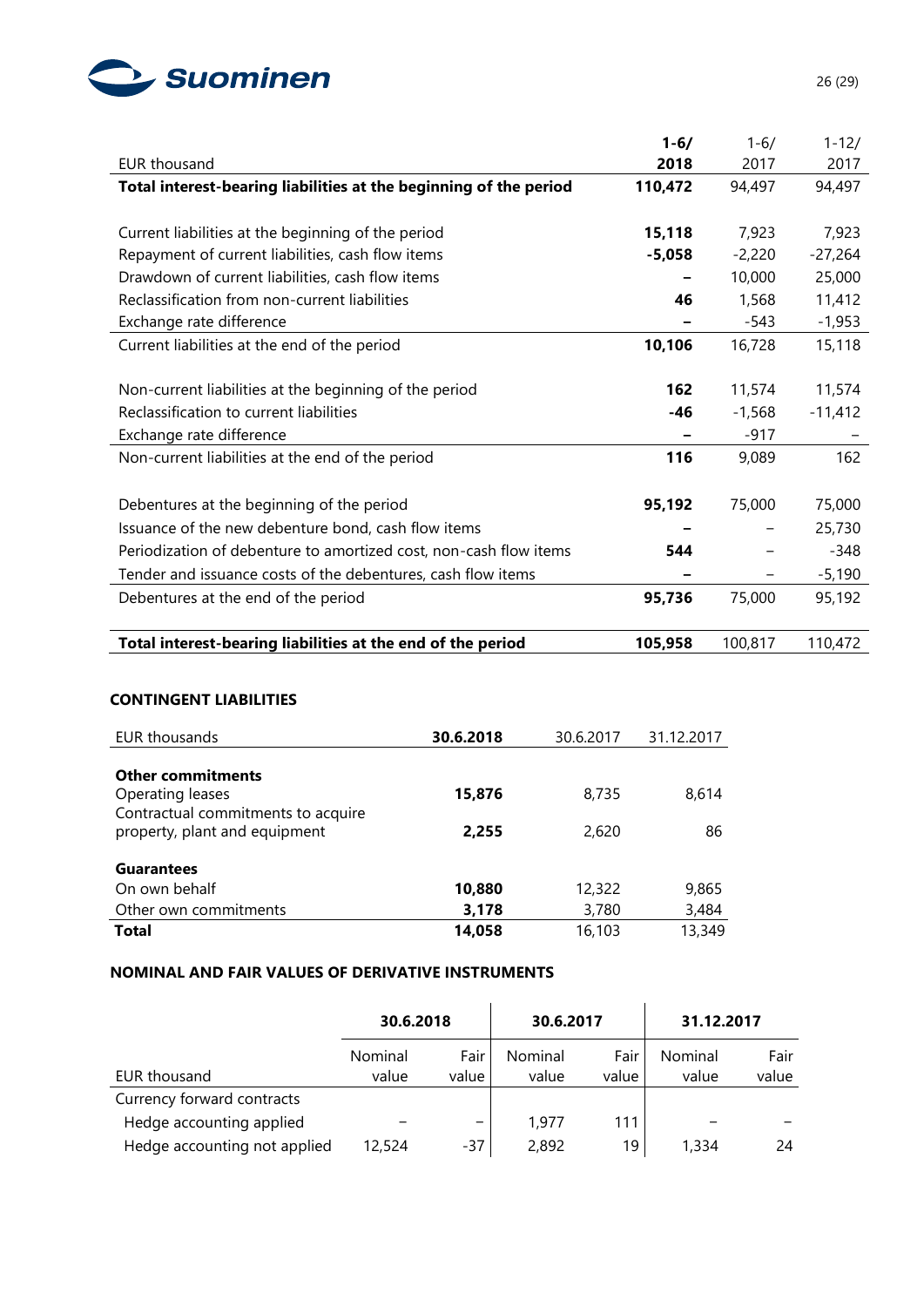| EUR thousand | 1-6/ 2018 | 1-6/ 2017 | 1-12/ 2017 |
|---|---|---|---|
| **Total interest-bearing liabilities at the beginning of the period** | **110,472** | 94,497 | 94,497 |
| | | | |
| Current liabilities at the beginning of the period | **15,118** | 7,923 | 7,923 |
| Repayment of current liabilities, cash flow items | **-5,058** | -2,220 | -27,264 |
| Drawdown of current liabilities, cash flow items | **–** | 10,000 | 25,000 |
| Reclassification from non-current liabilities | **46** | 1,568 | 11,412 |
| Exchange rate difference | **–** | -543 | -1,953 |
| Current liabilities at the end of the period | **10,106** | 16,728 | 15,118 |
| | | | |
| Non-current liabilities at the beginning of the period | **162** | 11,574 | 11,574 |
| Reclassification to current liabilities | **-46** | -1,568 | -11,412 |
| Exchange rate difference | **–** | -917 | – |
| Non-current liabilities at the end of the period | **116** | 9,089 | 162 |
| | | | |
| Debentures at the beginning of the period | **95,192** | 75,000 | 75,000 |
| Issuance of the new debenture bond, cash flow items | **–** | – | 25,730 |
| Periodization of debenture to amortized cost, non-cash flow items | **544** | – | -348 |
| Tender and issuance costs of the debentures, cash flow items | **–** | – | -5,190 |
| Debentures at the end of the period | **95,736** | 75,000 | 95,192 |
| | | | |
| **Total interest-bearing liabilities at the end of the period** | **105,958** | 100,817 | 110,472 |

## CONTINGENT LIABILITIES

| EUR thousands | 30.6.2018 | 30.6.2017 | 31.12.2017 |
|---|---|---|---|
| **Other commitments** | | | |
| Operating leases | **15,876** | 8,735 | 8,614 |
| Contractual commitments to acquire property, plant and equipment | **2,255** | 2,620 | 86 |
| | | | |
| **Guarantees** | | | |
| On own behalf | **10,880** | 12,322 | 9,865 |
| Other own commitments | **3,178** | 3,780 | 3,484 |
| **Total** | **14,058** | 16,103 | 13,349 |

## NOMINAL AND FAIR VALUES OF DERIVATIVE INSTRUMENTS

| | 30.6.2018 | | 30.6.2017 | | 31.12.2017 | |
|---|---|---|---|---|---|---|
| EUR thousand | Nominal value | Fair value | Nominal value | Fair value | Nominal value | Fair value |
| Currency forward contracts | | | | | | |
| Hedge accounting applied | – | – | 1,977 | 111 | – | – |
| Hedge accounting not applied | 12,524 | -37 | 2,892 | 19 | 1,334 | 24 |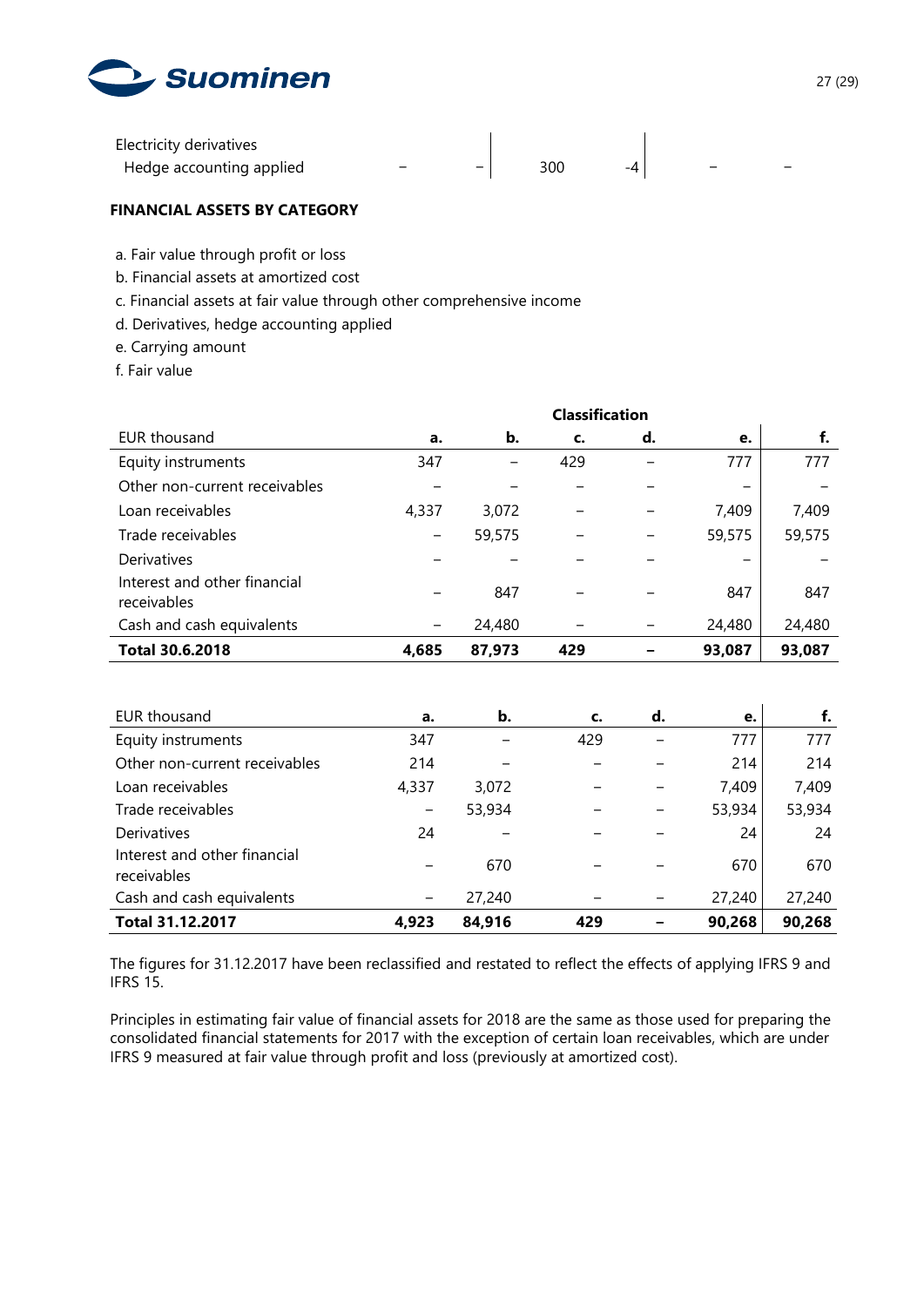| | | | | | | |
|---|---|---|---|---|---|---|
| Electricity derivatives | | | | | | |
| Hedge accounting applied | – | – | 300 | -4 | – | – |

**FINANCIAL ASSETS BY CATEGORY**

a. Fair value through profit or loss
b. Financial assets at amortized cost
c. Financial assets at fair value through other comprehensive income
d. Derivatives, hedge accounting applied
e. Carrying amount
f. Fair value

| | Classification | | | | | |
|---|---|---|---|---|---|---|
| EUR thousand | a. | b. | c. | d. | e. | f. |
| Equity instruments | 347 | – | 429 | – | 777 | 777 |
| Other non-current receivables | – | – | – | – | – | – |
| Loan receivables | 4,337 | 3,072 | – | – | 7,409 | 7,409 |
| Trade receivables | – | 59,575 | – | – | 59,575 | 59,575 |
| Derivatives | – | – | – | – | – | – |
| Interest and other financial receivables | – | 847 | – | – | 847 | 847 |
| Cash and cash equivalents | – | 24,480 | – | – | 24,480 | 24,480 |
| **Total 30.6.2018** | **4,685** | **87,973** | **429** | **–** | **93,087** | **93,087** |

| EUR thousand | a. | b. | c. | d. | e. | f. |
|---|---|---|---|---|---|---|
| Equity instruments | 347 | – | 429 | – | 777 | 777 |
| Other non-current receivables | 214 | – | – | – | 214 | 214 |
| Loan receivables | 4,337 | 3,072 | – | – | 7,409 | 7,409 |
| Trade receivables | – | 53,934 | – | – | 53,934 | 53,934 |
| Derivatives | 24 | – | – | – | 24 | 24 |
| Interest and other financial receivables | – | 670 | – | – | 670 | 670 |
| Cash and cash equivalents | – | 27,240 | – | – | 27,240 | 27,240 |
| **Total 31.12.2017** | **4,923** | **84,916** | **429** | **–** | **90,268** | **90,268** |

The figures for 31.12.2017 have been reclassified and restated to reflect the effects of applying IFRS 9 and IFRS 15.

Principles in estimating fair value of financial assets for 2018 are the same as those used for preparing the consolidated financial statements for 2017 with the exception of certain loan receivables, which are under IFRS 9 measured at fair value through profit and loss (previously at amortized cost).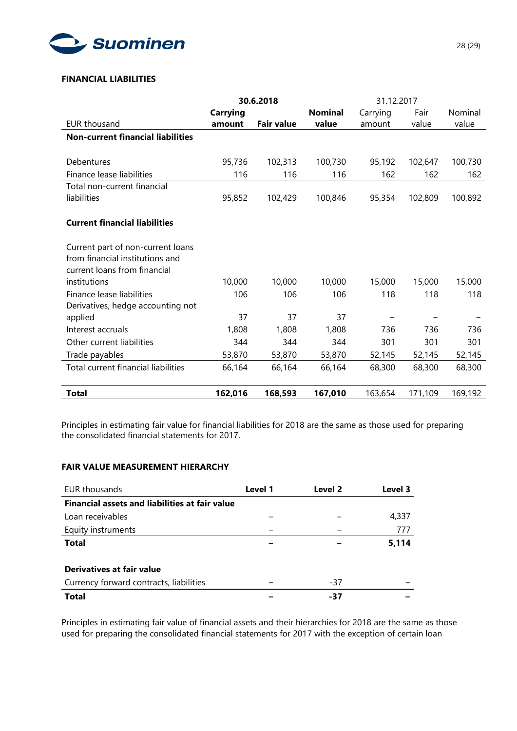## FINANCIAL LIABILITIES

| EUR thousand | 30.6.2018 Carrying amount | Fair value | Nominal value | 31.12.2017 Carrying amount | Fair value | Nominal value |
|---|---|---|---|---|---|---|
| **Non-current financial liabilities** | | | | | | |
| Debentures | 95,736 | 102,313 | 100,730 | 95,192 | 102,647 | 100,730 |
| Finance lease liabilities | 116 | 116 | 116 | 162 | 162 | 162 |
| Total non-current financial liabilities | 95,852 | 102,429 | 100,846 | 95,354 | 102,809 | 100,892 |
| **Current financial liabilities** | | | | | | |
| Current part of non-current loans from financial institutions and current loans from financial institutions | 10,000 | 10,000 | 10,000 | 15,000 | 15,000 | 15,000 |
| Finance lease liabilities | 106 | 106 | 106 | 118 | 118 | 118 |
| Derivatives, hedge accounting not applied | 37 | 37 | 37 | – | – | – |
| Interest accruals | 1,808 | 1,808 | 1,808 | 736 | 736 | 736 |
| Other current liabilities | 344 | 344 | 344 | 301 | 301 | 301 |
| Trade payables | 53,870 | 53,870 | 53,870 | 52,145 | 52,145 | 52,145 |
| Total current financial liabilities | 66,164 | 66,164 | 66,164 | 68,300 | 68,300 | 68,300 |
| **Total** | **162,016** | **168,593** | **167,010** | 163,654 | 171,109 | 169,192 |

Principles in estimating fair value for financial liabilities for 2018 are the same as those used for preparing the consolidated financial statements for 2017.

## FAIR VALUE MEASUREMENT HIERARCHY

| EUR thousands | Level 1 | Level 2 | Level 3 |
|---|---|---|---|
| **Financial assets and liabilities at fair value** | | | |
| Loan receivables | – | – | 4,337 |
| Equity instruments | – | – | 777 |
| **Total** | **–** | **–** | **5,114** |
| | | | |
| **Derivatives at fair value** | | | |
| Currency forward contracts, liabilities | – | -37 | – |
| **Total** | **–** | **-37** | **–** |

Principles in estimating fair value of financial assets and their hierarchies for 2018 are the same as those used for preparing the consolidated financial statements for 2017 with the exception of certain loan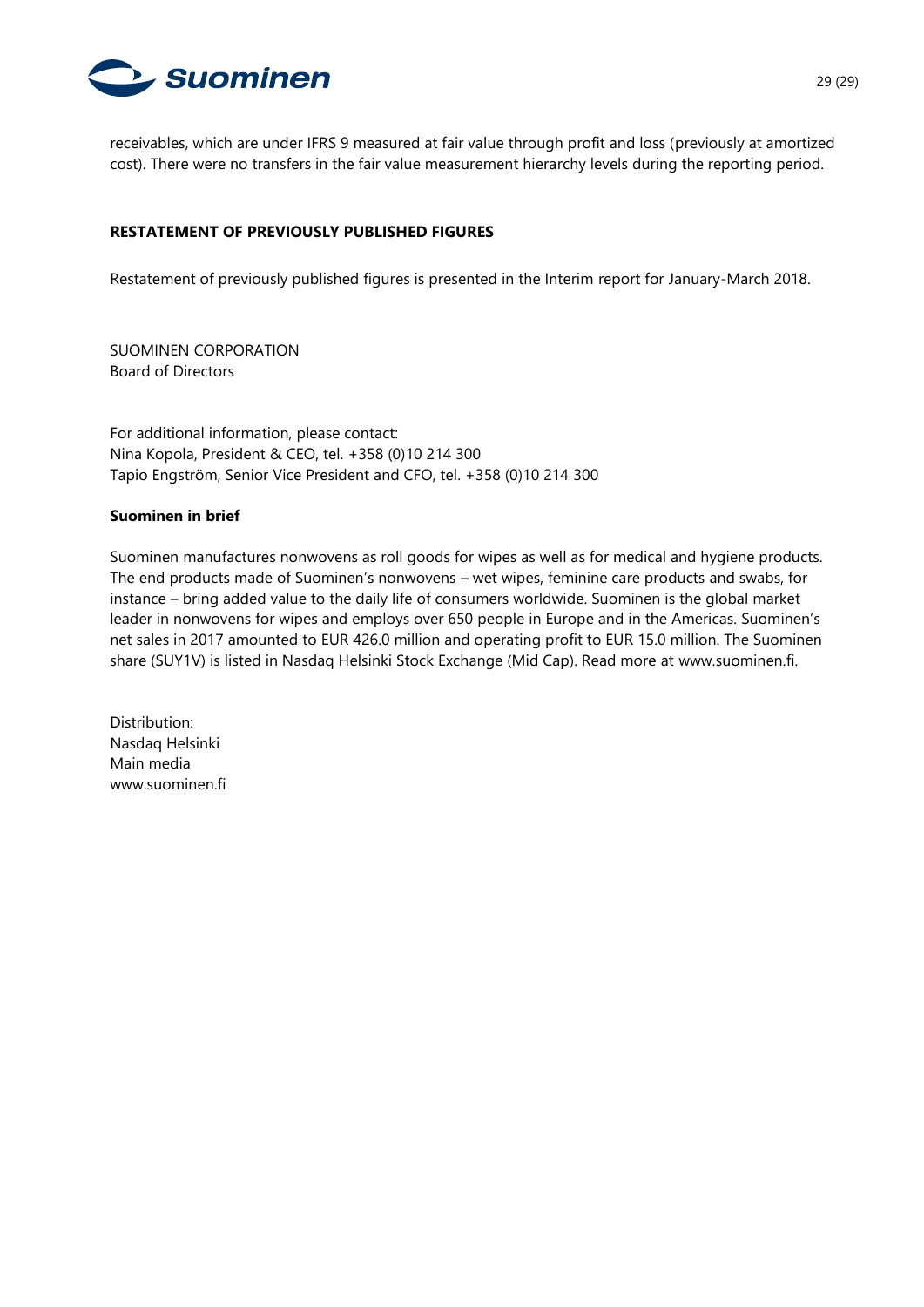receivables, which are under IFRS 9 measured at fair value through profit and loss (previously at amortized cost). There were no transfers in the fair value measurement hierarchy levels during the reporting period.

## RESTATEMENT OF PREVIOUSLY PUBLISHED FIGURES

Restatement of previously published figures is presented in the Interim report for January-March 2018.

SUOMINEN CORPORATION
Board of Directors

For additional information, please contact:
Nina Kopola, President & CEO, tel. +358 (0)10 214 300
Tapio Engström, Senior Vice President and CFO, tel. +358 (0)10 214 300

**Suominen in brief**

Suominen manufactures nonwovens as roll goods for wipes as well as for medical and hygiene products. The end products made of Suominen's nonwovens – wet wipes, feminine care products and swabs, for instance – bring added value to the daily life of consumers worldwide. Suominen is the global market leader in nonwovens for wipes and employs over 650 people in Europe and in the Americas. Suominen's net sales in 2017 amounted to EUR 426.0 million and operating profit to EUR 15.0 million. The Suominen share (SUY1V) is listed in Nasdaq Helsinki Stock Exchange (Mid Cap). Read more at www.suominen.fi.

Distribution:
Nasdaq Helsinki
Main media
www.suominen.fi